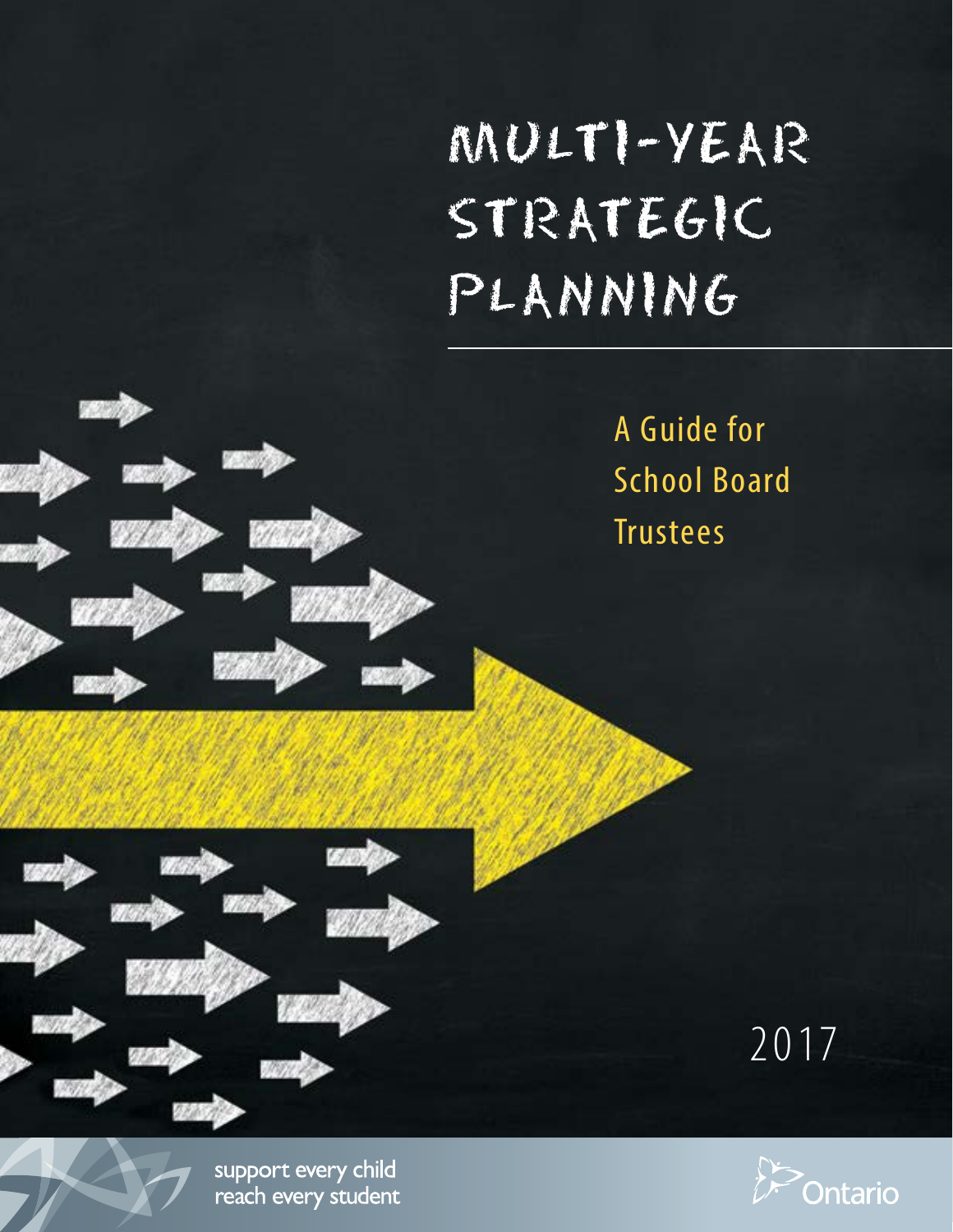# MULTI-YEAR STRATEGIC PLANNING

## A Guide for School Board Trustees

2017

support every child
reach every student

Ontario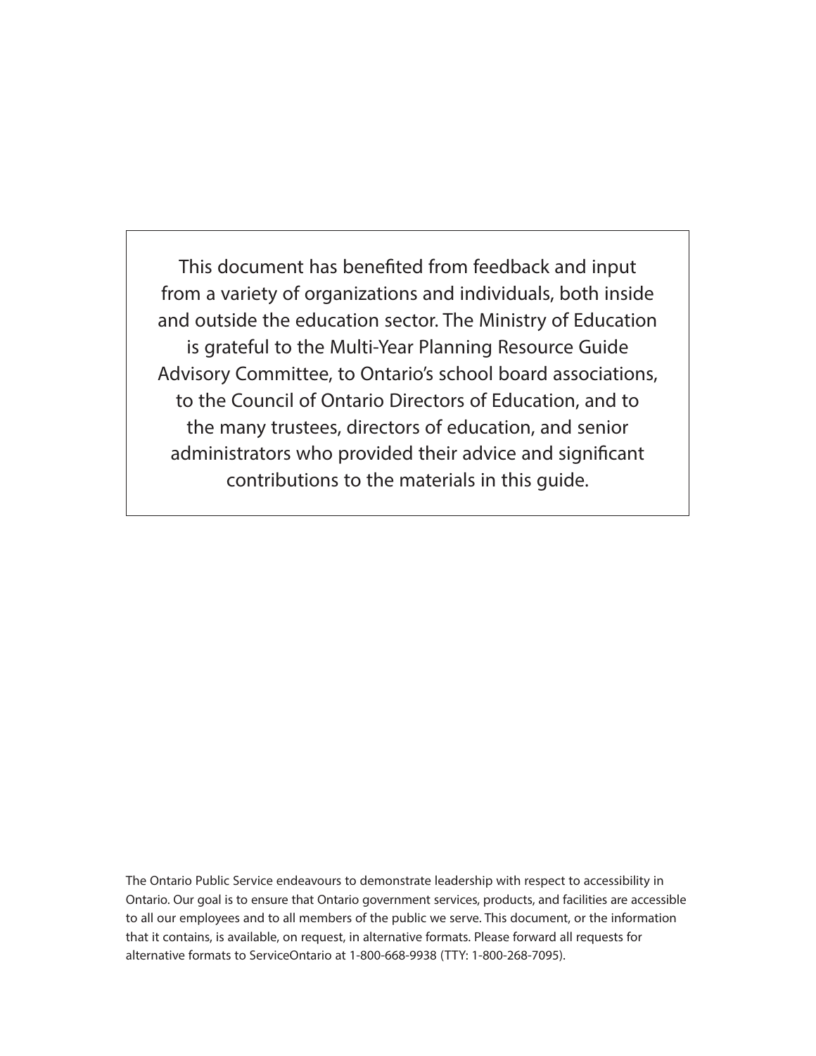This document has benefited from feedback and input from a variety of organizations and individuals, both inside and outside the education sector. The Ministry of Education is grateful to the Multi-Year Planning Resource Guide Advisory Committee, to Ontario's school board associations, to the Council of Ontario Directors of Education, and to the many trustees, directors of education, and senior administrators who provided their advice and significant contributions to the materials in this guide.

The Ontario Public Service endeavours to demonstrate leadership with respect to accessibility in Ontario. Our goal is to ensure that Ontario government services, products, and facilities are accessible to all our employees and to all members of the public we serve. This document, or the information that it contains, is available, on request, in alternative formats. Please forward all requests for alternative formats to ServiceOntario at 1-800-668-9938 (TTY: 1-800-268-7095).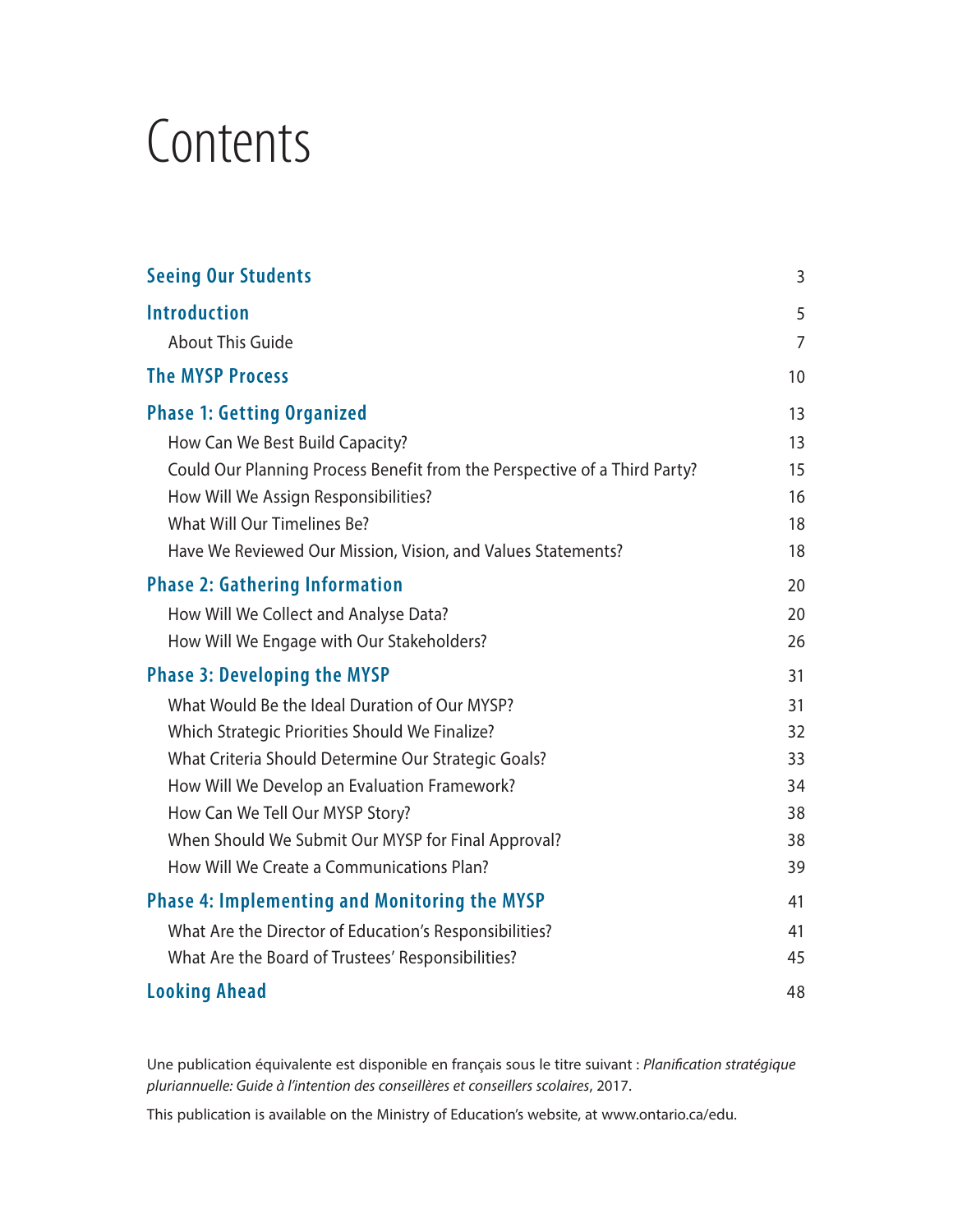# Contents

| | |
|---|---|
| **Seeing Our Students** | 3 |
| **Introduction** | 5 |
| About This Guide | 7 |
| **The MYSP Process** | 10 |
| **Phase 1: Getting Organized** | 13 |
| How Can We Best Build Capacity? | 13 |
| Could Our Planning Process Benefit from the Perspective of a Third Party? | 15 |
| How Will We Assign Responsibilities? | 16 |
| What Will Our Timelines Be? | 18 |
| Have We Reviewed Our Mission, Vision, and Values Statements? | 18 |
| **Phase 2: Gathering Information** | 20 |
| How Will We Collect and Analyse Data? | 20 |
| How Will We Engage with Our Stakeholders? | 26 |
| **Phase 3: Developing the MYSP** | 31 |
| What Would Be the Ideal Duration of Our MYSP? | 31 |
| Which Strategic Priorities Should We Finalize? | 32 |
| What Criteria Should Determine Our Strategic Goals? | 33 |
| How Will We Develop an Evaluation Framework? | 34 |
| How Can We Tell Our MYSP Story? | 38 |
| When Should We Submit Our MYSP for Final Approval? | 38 |
| How Will We Create a Communications Plan? | 39 |
| **Phase 4: Implementing and Monitoring the MYSP** | 41 |
| What Are the Director of Education's Responsibilities? | 41 |
| What Are the Board of Trustees' Responsibilities? | 45 |
| **Looking Ahead** | 48 |

Une publication équivalente est disponible en français sous le titre suivant : *Planification stratégique pluriannuelle: Guide à l'intention des conseillères et conseillers scolaires*, 2017.

This publication is available on the Ministry of Education's website, at www.ontario.ca/edu.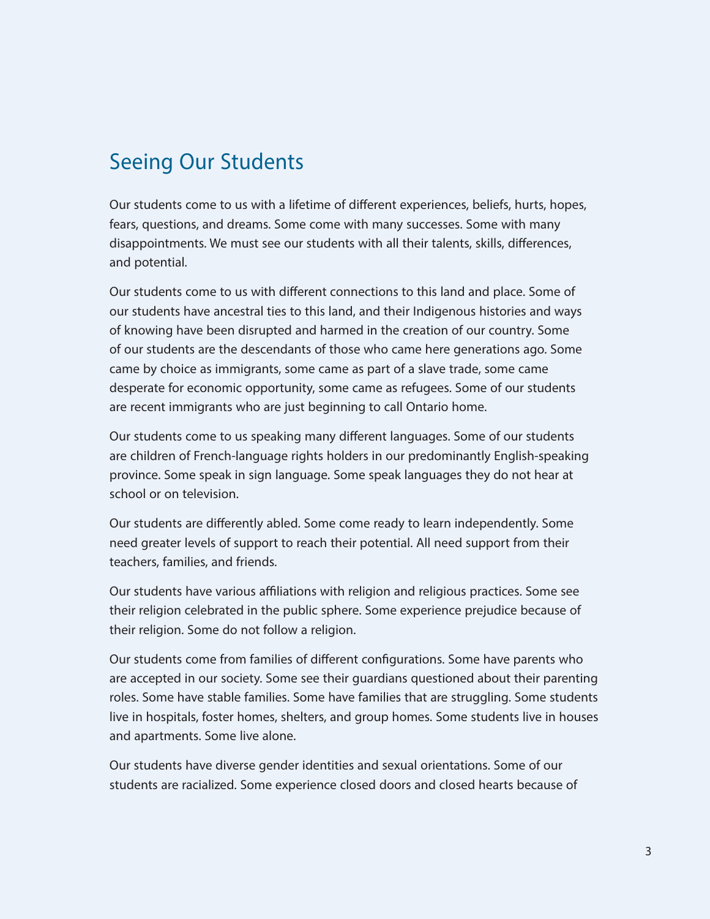## Seeing Our Students

Our students come to us with a lifetime of different experiences, beliefs, hurts, hopes, fears, questions, and dreams. Some come with many successes. Some with many disappointments. We must see our students with all their talents, skills, differences, and potential.

Our students come to us with different connections to this land and place. Some of our students have ancestral ties to this land, and their Indigenous histories and ways of knowing have been disrupted and harmed in the creation of our country. Some of our students are the descendants of those who came here generations ago. Some came by choice as immigrants, some came as part of a slave trade, some came desperate for economic opportunity, some came as refugees. Some of our students are recent immigrants who are just beginning to call Ontario home.

Our students come to us speaking many different languages. Some of our students are children of French-language rights holders in our predominantly English-speaking province. Some speak in sign language. Some speak languages they do not hear at school or on television.

Our students are differently abled. Some come ready to learn independently. Some need greater levels of support to reach their potential. All need support from their teachers, families, and friends.

Our students have various affiliations with religion and religious practices. Some see their religion celebrated in the public sphere. Some experience prejudice because of their religion. Some do not follow a religion.

Our students come from families of different configurations. Some have parents who are accepted in our society. Some see their guardians questioned about their parenting roles. Some have stable families. Some have families that are struggling. Some students live in hospitals, foster homes, shelters, and group homes. Some students live in houses and apartments. Some live alone.

Our students have diverse gender identities and sexual orientations. Some of our students are racialized. Some experience closed doors and closed hearts because of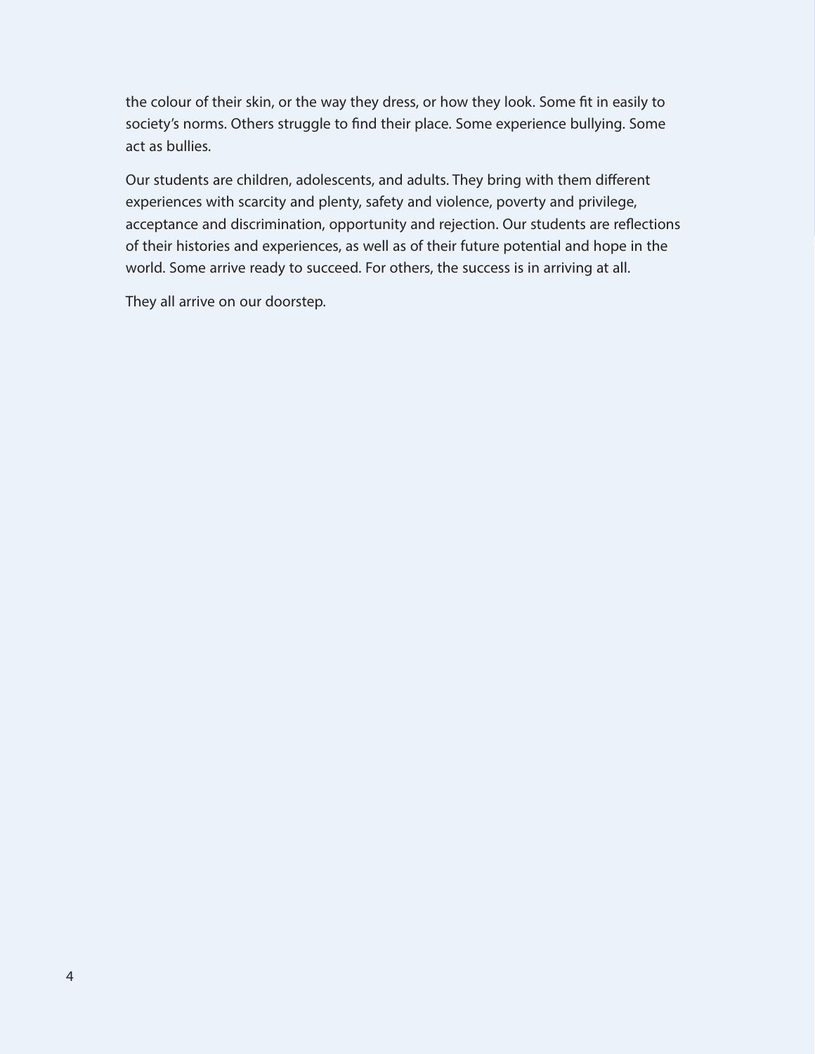the colour of their skin, or the way they dress, or how they look. Some fit in easily to society's norms. Others struggle to find their place. Some experience bullying. Some act as bullies.

Our students are children, adolescents, and adults. They bring with them different experiences with scarcity and plenty, safety and violence, poverty and privilege, acceptance and discrimination, opportunity and rejection. Our students are reflections of their histories and experiences, as well as of their future potential and hope in the world. Some arrive ready to succeed. For others, the success is in arriving at all.

They all arrive on our doorstep.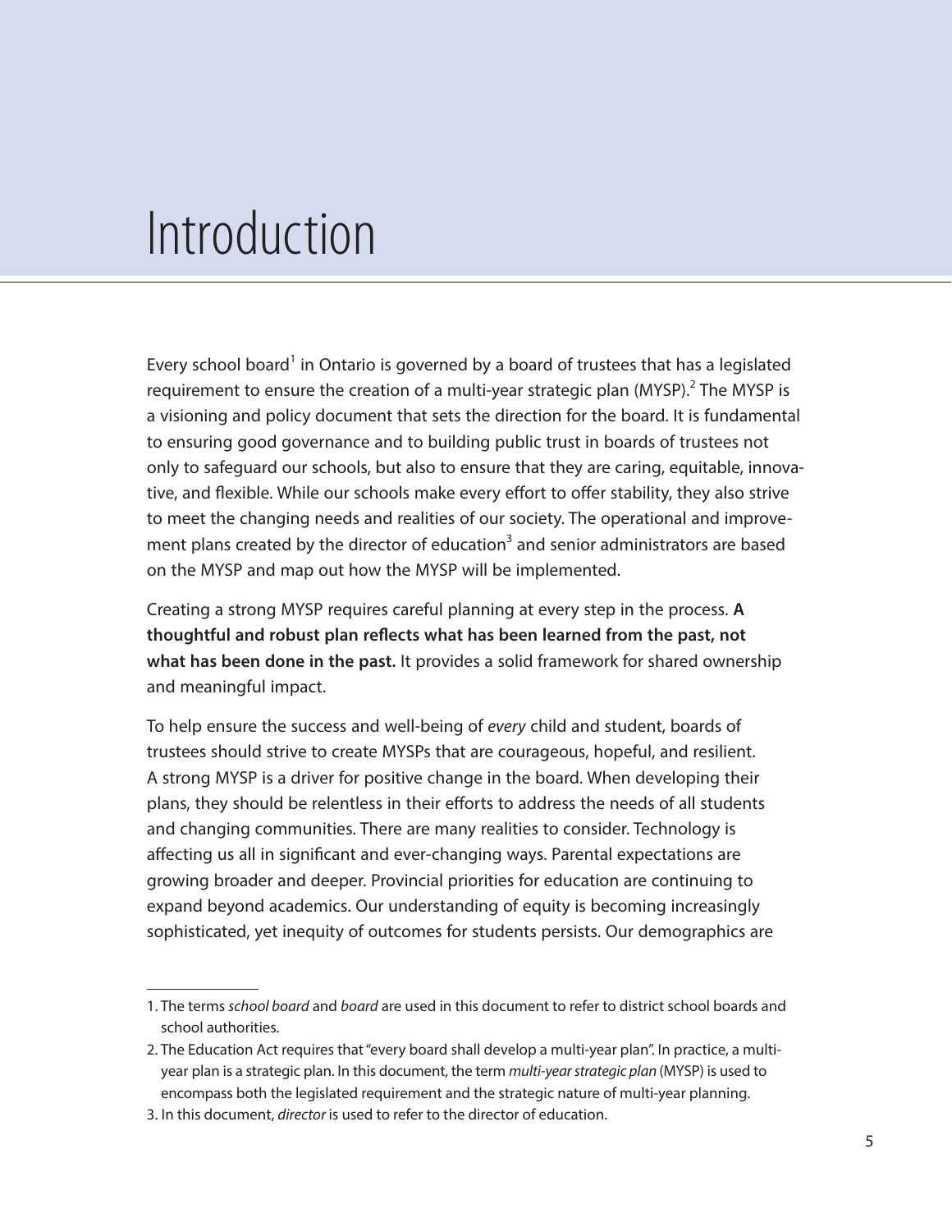# Introduction

Every school board[1] in Ontario is governed by a board of trustees that has a legislated requirement to ensure the creation of a multi-year strategic plan (MYSP).[2] The MYSP is a visioning and policy document that sets the direction for the board. It is fundamental to ensuring good governance and to building public trust in boards of trustees not only to safeguard our schools, but also to ensure that they are caring, equitable, innovative, and flexible. While our schools make every effort to offer stability, they also strive to meet the changing needs and realities of our society. The operational and improvement plans created by the director of education[3] and senior administrators are based on the MYSP and map out how the MYSP will be implemented.

Creating a strong MYSP requires careful planning at every step in the process. **A thoughtful and robust plan reflects what has been learned from the past, not what has been done in the past.** It provides a solid framework for shared ownership and meaningful impact.

To help ensure the success and well-being of *every* child and student, boards of trustees should strive to create MYSPs that are courageous, hopeful, and resilient. A strong MYSP is a driver for positive change in the board. When developing their plans, they should be relentless in their efforts to address the needs of all students and changing communities. There are many realities to consider. Technology is affecting us all in significant and ever-changing ways. Parental expectations are growing broader and deeper. Provincial priorities for education are continuing to expand beyond academics. Our understanding of equity is becoming increasingly sophisticated, yet inequity of outcomes for students persists. Our demographics are

---

1. The terms *school board* and *board* are used in this document to refer to district school boards and school authorities.
2. The Education Act requires that "every board shall develop a multi-year plan". In practice, a multi-year plan is a strategic plan. In this document, the term *multi-year strategic plan* (MYSP) is used to encompass both the legislated requirement and the strategic nature of multi-year planning.
3. In this document, *director* is used to refer to the director of education.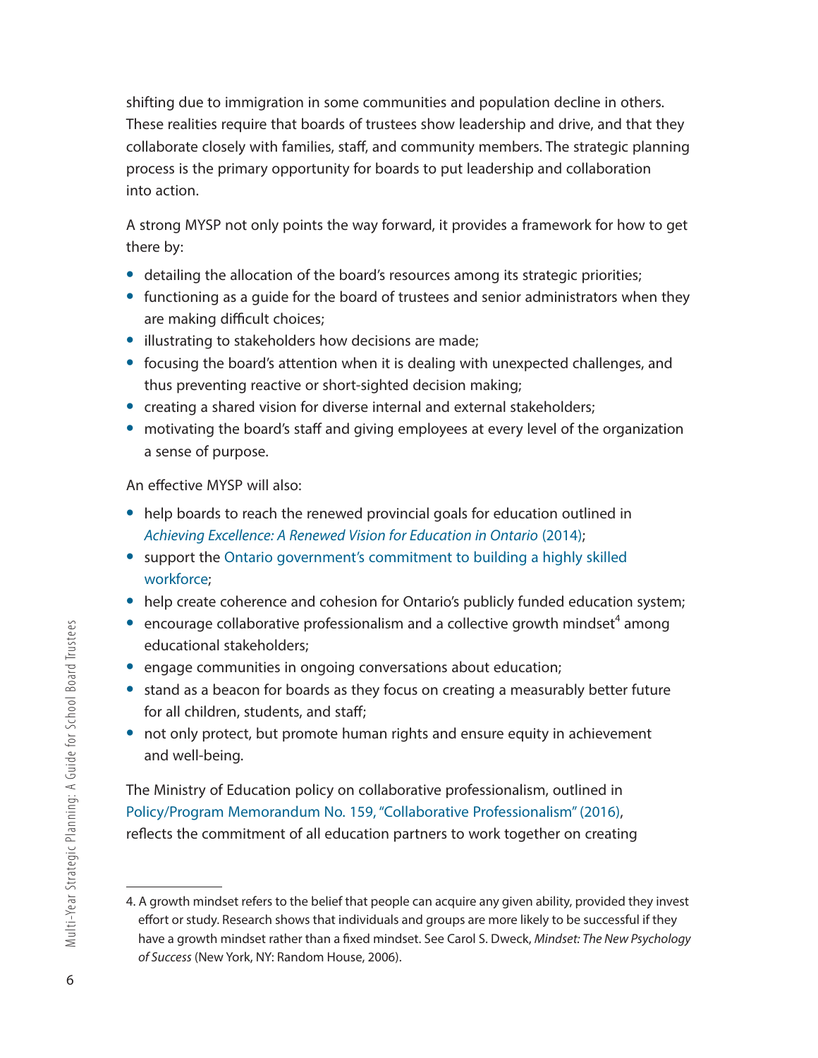shifting due to immigration in some communities and population decline in others. These realities require that boards of trustees show leadership and drive, and that they collaborate closely with families, staff, and community members. The strategic planning process is the primary opportunity for boards to put leadership and collaboration into action.

A strong MYSP not only points the way forward, it provides a framework for how to get there by:

- detailing the allocation of the board's resources among its strategic priorities;
- functioning as a guide for the board of trustees and senior administrators when they are making difficult choices;
- illustrating to stakeholders how decisions are made;
- focusing the board's attention when it is dealing with unexpected challenges, and thus preventing reactive or short-sighted decision making;
- creating a shared vision for diverse internal and external stakeholders;
- motivating the board's staff and giving employees at every level of the organization a sense of purpose.

An effective MYSP will also:

- help boards to reach the renewed provincial goals for education outlined in *Achieving Excellence: A Renewed Vision for Education in Ontario* (2014);
- support the Ontario government's commitment to building a highly skilled workforce;
- help create coherence and cohesion for Ontario's publicly funded education system;
- encourage collaborative professionalism and a collective growth mindset[4] among educational stakeholders;
- engage communities in ongoing conversations about education;
- stand as a beacon for boards as they focus on creating a measurably better future for all children, students, and staff;
- not only protect, but promote human rights and ensure equity in achievement and well-being.

The Ministry of Education policy on collaborative professionalism, outlined in Policy/Program Memorandum No. 159, "Collaborative Professionalism" (2016), reflects the commitment of all education partners to work together on creating

---

4. A growth mindset refers to the belief that people can acquire any given ability, provided they invest effort or study. Research shows that individuals and groups are more likely to be successful if they have a growth mindset rather than a fixed mindset. See Carol S. Dweck, *Mindset: The New Psychology of Success* (New York, NY: Random House, 2006).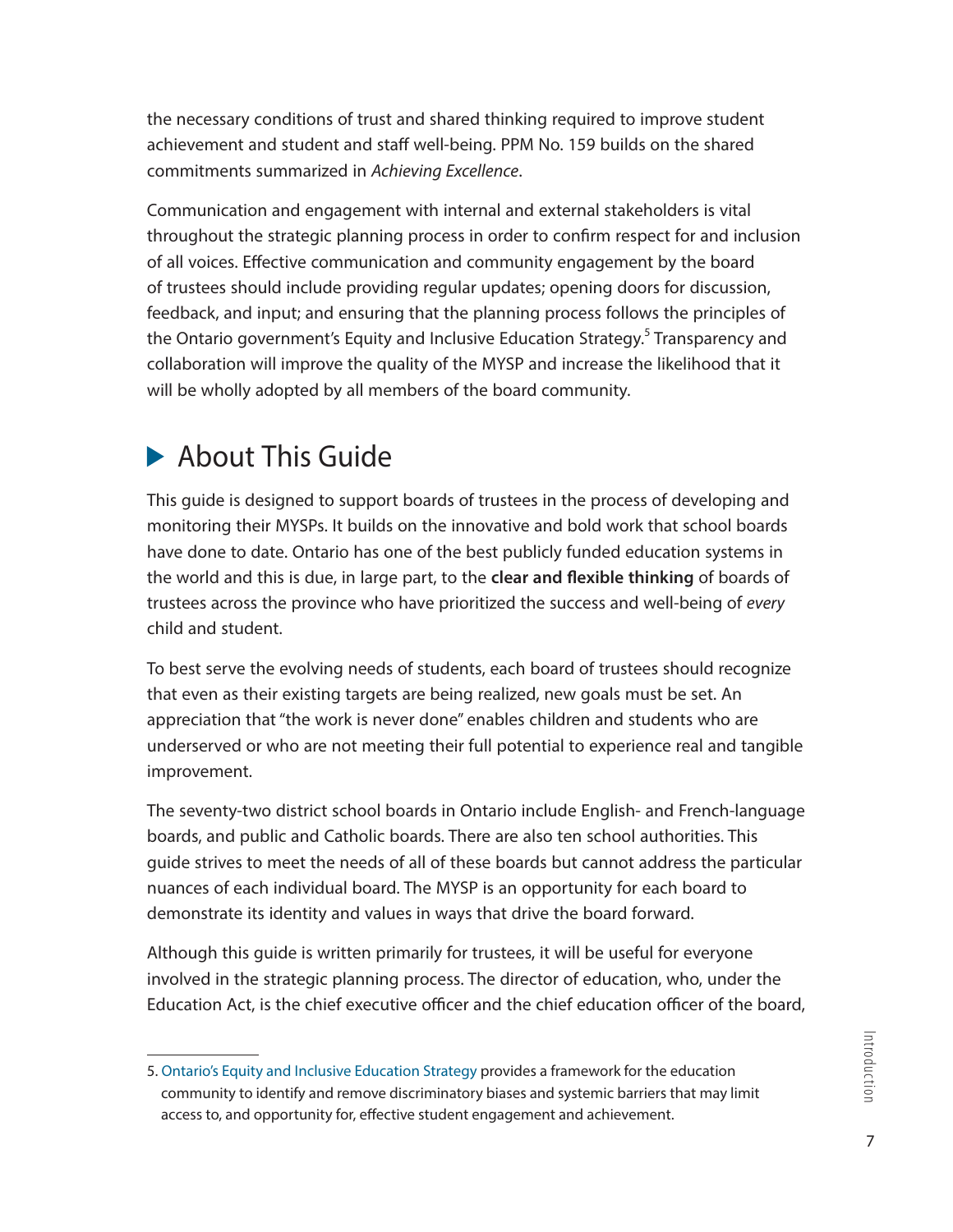the necessary conditions of trust and shared thinking required to improve student achievement and student and staff well-being. PPM No. 159 builds on the shared commitments summarized in *Achieving Excellence*.

Communication and engagement with internal and external stakeholders is vital throughout the strategic planning process in order to confirm respect for and inclusion of all voices. Effective communication and community engagement by the board of trustees should include providing regular updates; opening doors for discussion, feedback, and input; and ensuring that the planning process follows the principles of the Ontario government's Equity and Inclusive Education Strategy.[5] Transparency and collaboration will improve the quality of the MYSP and increase the likelihood that it will be wholly adopted by all members of the board community.

## About This Guide

This guide is designed to support boards of trustees in the process of developing and monitoring their MYSPs. It builds on the innovative and bold work that school boards have done to date. Ontario has one of the best publicly funded education systems in the world and this is due, in large part, to the **clear and flexible thinking** of boards of trustees across the province who have prioritized the success and well-being of *every* child and student.

To best serve the evolving needs of students, each board of trustees should recognize that even as their existing targets are being realized, new goals must be set. An appreciation that "the work is never done" enables children and students who are underserved or who are not meeting their full potential to experience real and tangible improvement.

The seventy-two district school boards in Ontario include English- and French-language boards, and public and Catholic boards. There are also ten school authorities. This guide strives to meet the needs of all of these boards but cannot address the particular nuances of each individual board. The MYSP is an opportunity for each board to demonstrate its identity and values in ways that drive the board forward.

Although this guide is written primarily for trustees, it will be useful for everyone involved in the strategic planning process. The director of education, who, under the Education Act, is the chief executive officer and the chief education officer of the board,

---

5. Ontario's Equity and Inclusive Education Strategy provides a framework for the education community to identify and remove discriminatory biases and systemic barriers that may limit access to, and opportunity for, effective student engagement and achievement.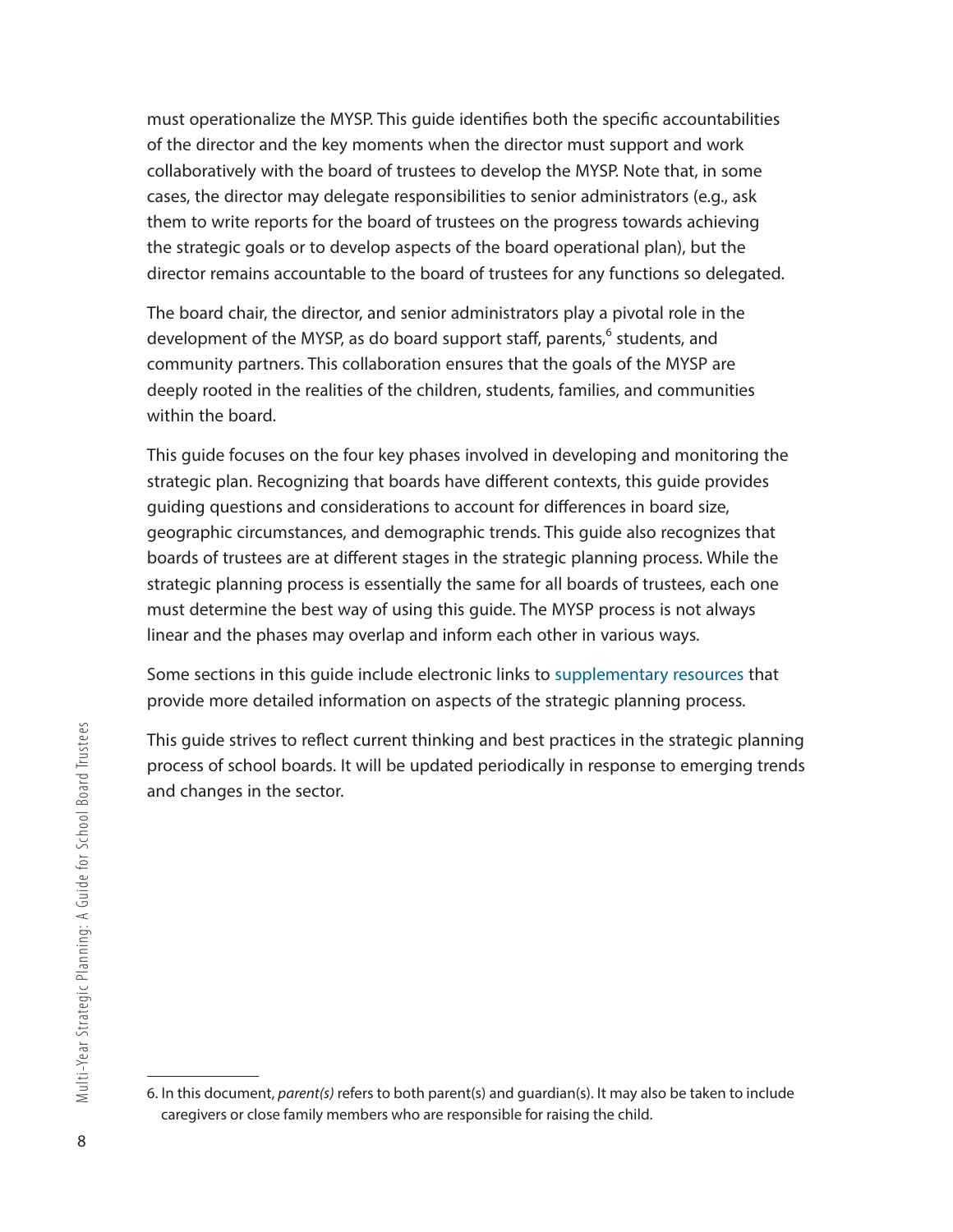must operationalize the MYSP. This guide identifies both the specific accountabilities of the director and the key moments when the director must support and work collaboratively with the board of trustees to develop the MYSP. Note that, in some cases, the director may delegate responsibilities to senior administrators (e.g., ask them to write reports for the board of trustees on the progress towards achieving the strategic goals or to develop aspects of the board operational plan), but the director remains accountable to the board of trustees for any functions so delegated.

The board chair, the director, and senior administrators play a pivotal role in the development of the MYSP, as do board support staff, parents,[6] students, and community partners. This collaboration ensures that the goals of the MYSP are deeply rooted in the realities of the children, students, families, and communities within the board.

This guide focuses on the four key phases involved in developing and monitoring the strategic plan. Recognizing that boards have different contexts, this guide provides guiding questions and considerations to account for differences in board size, geographic circumstances, and demographic trends. This guide also recognizes that boards of trustees are at different stages in the strategic planning process. While the strategic planning process is essentially the same for all boards of trustees, each one must determine the best way of using this guide. The MYSP process is not always linear and the phases may overlap and inform each other in various ways.

Some sections in this guide include electronic links to supplementary resources that provide more detailed information on aspects of the strategic planning process.

This guide strives to reflect current thinking and best practices in the strategic planning process of school boards. It will be updated periodically in response to emerging trends and changes in the sector.

---

6. In this document, *parent(s)* refers to both parent(s) and guardian(s). It may also be taken to include caregivers or close family members who are responsible for raising the child.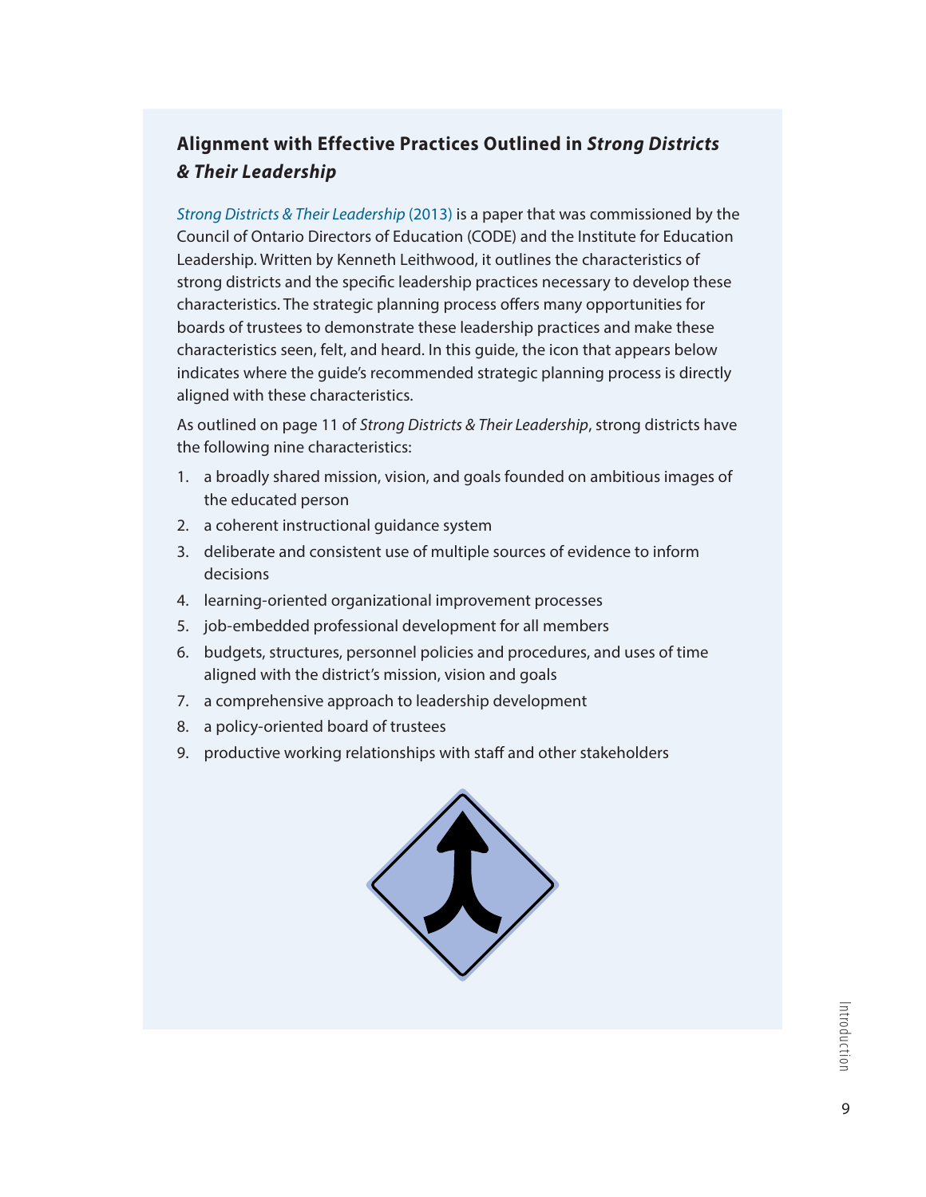## Alignment with Effective Practices Outlined in *Strong Districts & Their Leadership*

*Strong Districts & Their Leadership* (2013) is a paper that was commissioned by the Council of Ontario Directors of Education (CODE) and the Institute for Education Leadership. Written by Kenneth Leithwood, it outlines the characteristics of strong districts and the specific leadership practices necessary to develop these characteristics. The strategic planning process offers many opportunities for boards of trustees to demonstrate these leadership practices and make these characteristics seen, felt, and heard. In this guide, the icon that appears below indicates where the guide's recommended strategic planning process is directly aligned with these characteristics.

As outlined on page 11 of *Strong Districts & Their Leadership*, strong districts have the following nine characteristics:

1. a broadly shared mission, vision, and goals founded on ambitious images of the educated person
2. a coherent instructional guidance system
3. deliberate and consistent use of multiple sources of evidence to inform decisions
4. learning-oriented organizational improvement processes
5. job-embedded professional development for all members
6. budgets, structures, personnel policies and procedures, and uses of time aligned with the district's mission, vision and goals
7. a comprehensive approach to leadership development
8. a policy-oriented board of trustees
9. productive working relationships with staff and other stakeholders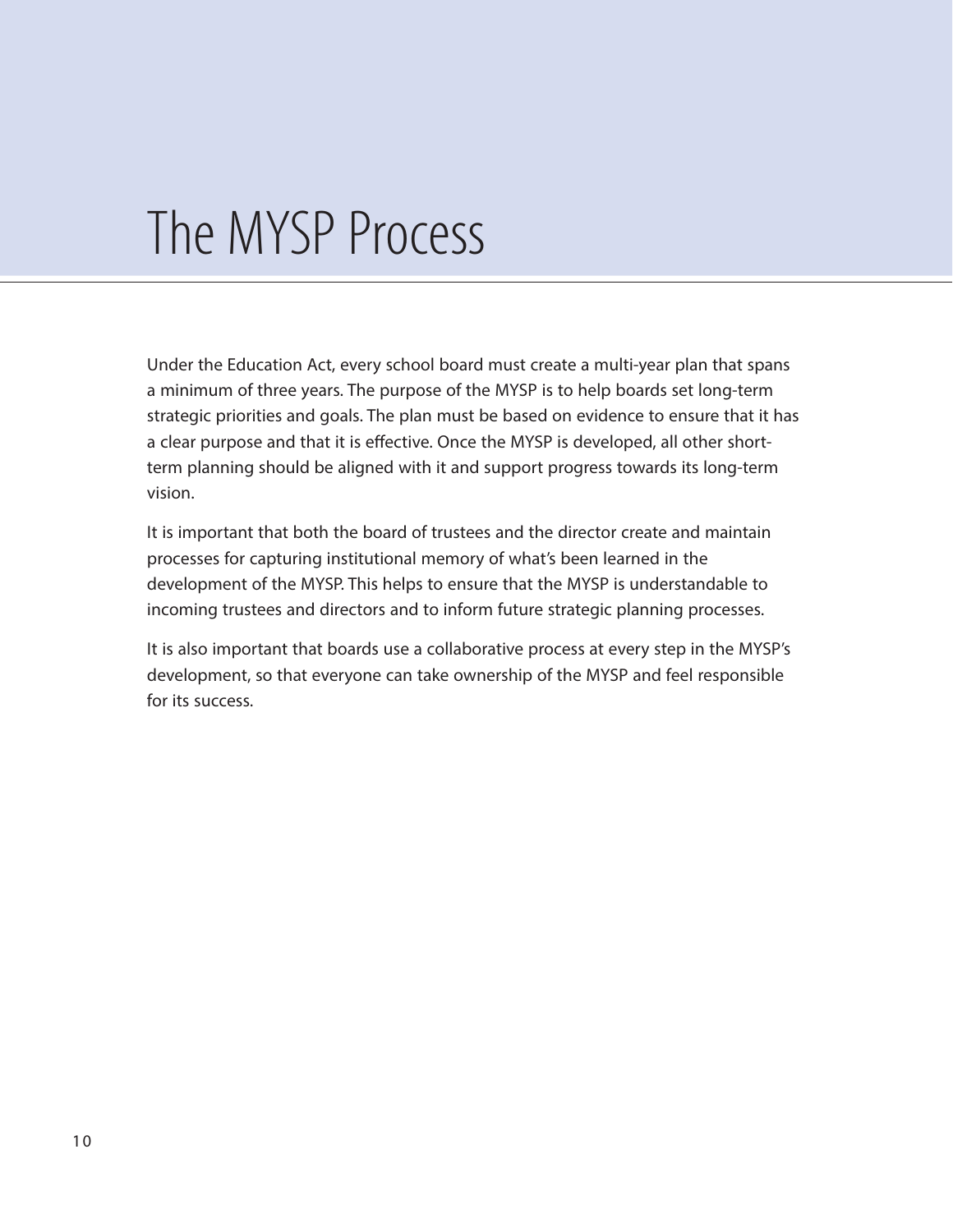# The MYSP Process

Under the Education Act, every school board must create a multi-year plan that spans a minimum of three years. The purpose of the MYSP is to help boards set long-term strategic priorities and goals. The plan must be based on evidence to ensure that it has a clear purpose and that it is effective. Once the MYSP is developed, all other short-term planning should be aligned with it and support progress towards its long-term vision.

It is important that both the board of trustees and the director create and maintain processes for capturing institutional memory of what's been learned in the development of the MYSP. This helps to ensure that the MYSP is understandable to incoming trustees and directors and to inform future strategic planning processes.

It is also important that boards use a collaborative process at every step in the MYSP's development, so that everyone can take ownership of the MYSP and feel responsible for its success.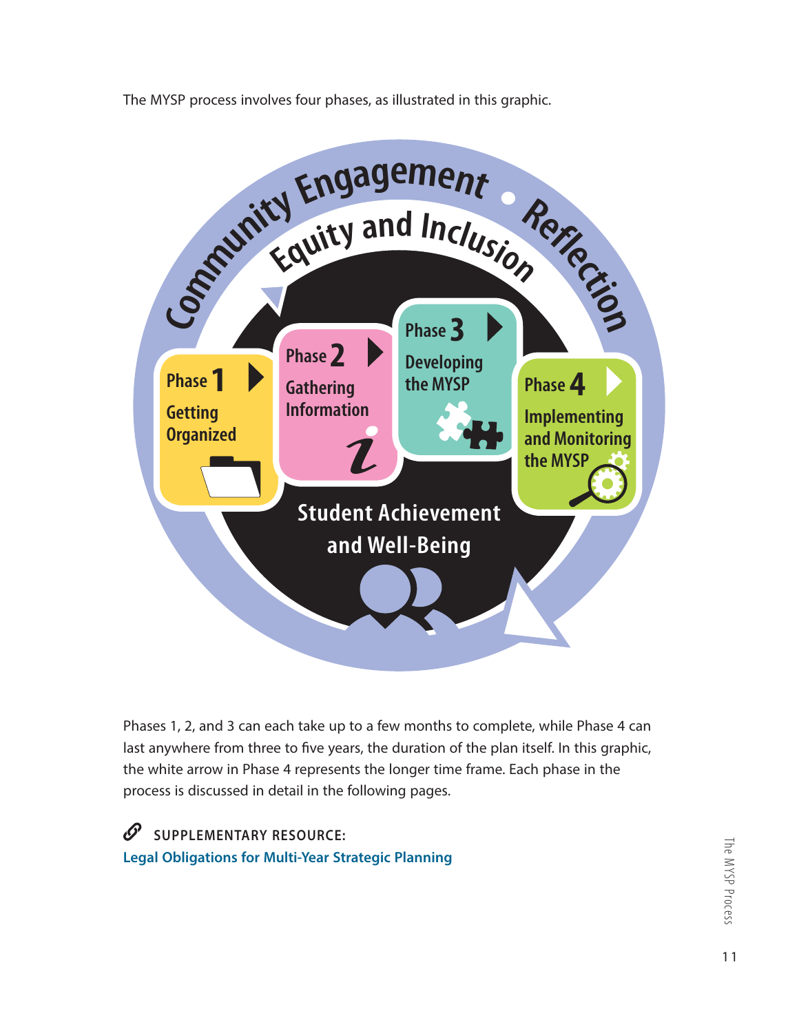The MYSP process involves four phases, as illustrated in this graphic.

Community Engagement • Reflection

Equity and Inclusion

**Phase 1** Getting Organized

**Phase 2** Gathering Information

**Phase 3** Developing the MYSP

**Phase 4** Implementing and Monitoring the MYSP

Student Achievement and Well-Being

Phases 1, 2, and 3 can each take up to a few months to complete, while Phase 4 can last anywhere from three to five years, the duration of the plan itself. In this graphic, the white arrow in Phase 4 represents the longer time frame. Each phase in the process is discussed in detail in the following pages.

**SUPPLEMENTARY RESOURCE:**
**Legal Obligations for Multi-Year Strategic Planning**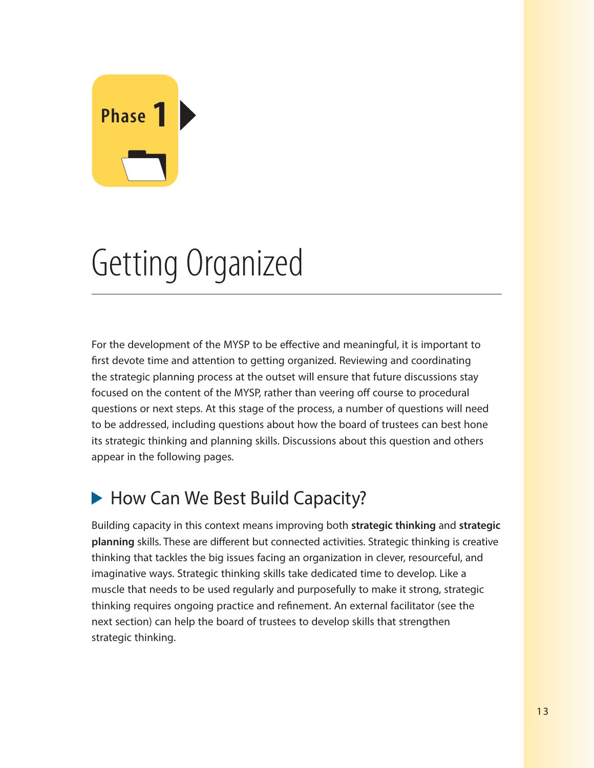Phase 1

# Getting Organized

For the development of the MYSP to be effective and meaningful, it is important to first devote time and attention to getting organized. Reviewing and coordinating the strategic planning process at the outset will ensure that future discussions stay focused on the content of the MYSP, rather than veering off course to procedural questions or next steps. At this stage of the process, a number of questions will need to be addressed, including questions about how the board of trustees can best hone its strategic thinking and planning skills. Discussions about this question and others appear in the following pages.

## How Can We Best Build Capacity?

Building capacity in this context means improving both **strategic thinking** and **strategic planning** skills. These are different but connected activities. Strategic thinking is creative thinking that tackles the big issues facing an organization in clever, resourceful, and imaginative ways. Strategic thinking skills take dedicated time to develop. Like a muscle that needs to be used regularly and purposefully to make it strong, strategic thinking requires ongoing practice and refinement. An external facilitator (see the next section) can help the board of trustees to develop skills that strengthen strategic thinking.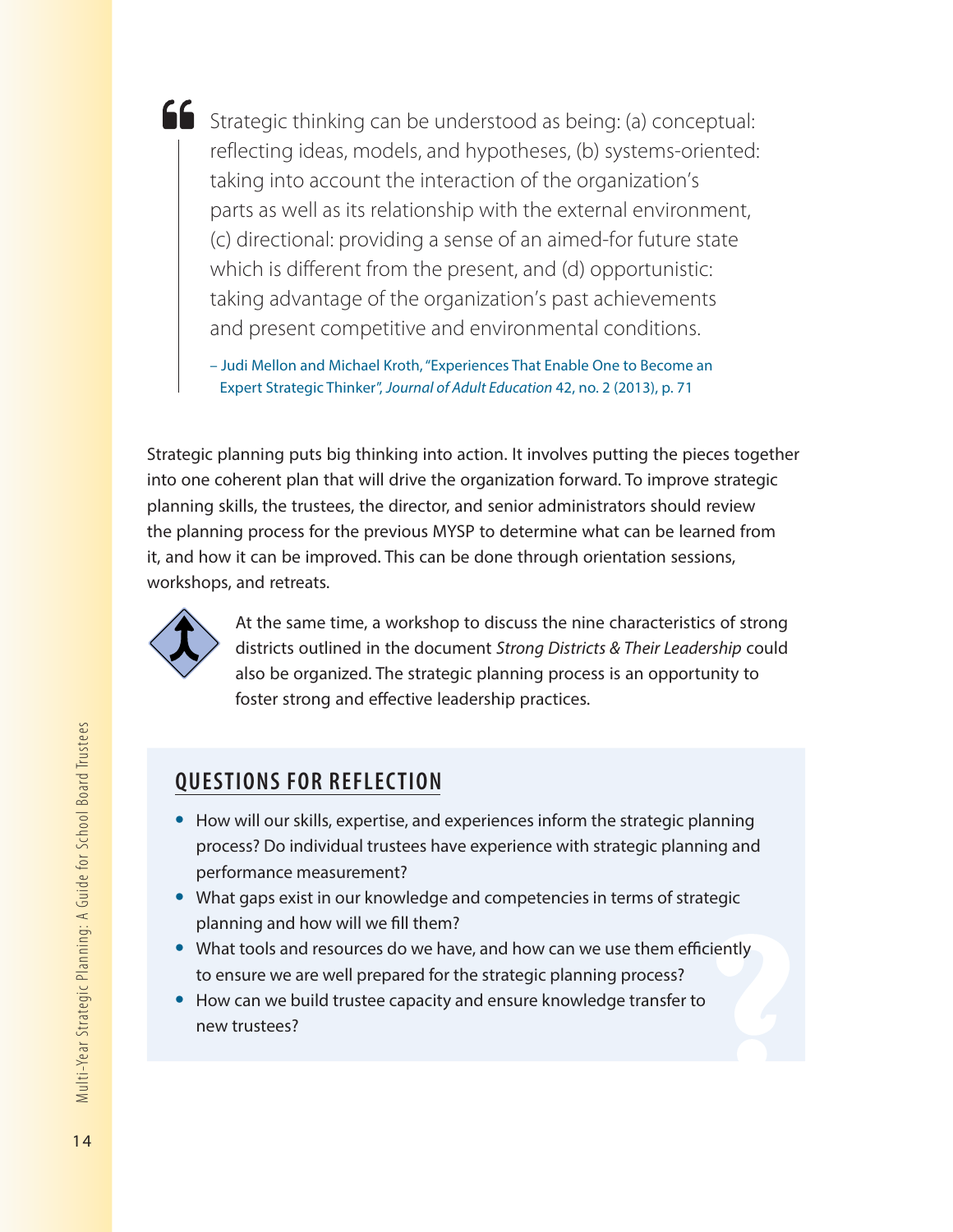> Strategic thinking can be understood as being: (a) conceptual: reflecting ideas, models, and hypotheses, (b) systems-oriented: taking into account the interaction of the organization's parts as well as its relationship with the external environment, (c) directional: providing a sense of an aimed-for future state which is different from the present, and (d) opportunistic: taking advantage of the organization's past achievements and present competitive and environmental conditions.
>
> – Judi Mellon and Michael Kroth, "Experiences That Enable One to Become an Expert Strategic Thinker", *Journal of Adult Education* 42, no. 2 (2013), p. 71

Strategic planning puts big thinking into action. It involves putting the pieces together into one coherent plan that will drive the organization forward. To improve strategic planning skills, the trustees, the director, and senior administrators should review the planning process for the previous MYSP to determine what can be learned from it, and how it can be improved. This can be done through orientation sessions, workshops, and retreats.

At the same time, a workshop to discuss the nine characteristics of strong districts outlined in the document *Strong Districts & Their Leadership* could also be organized. The strategic planning process is an opportunity to foster strong and effective leadership practices.

## QUESTIONS FOR REFLECTION

- How will our skills, expertise, and experiences inform the strategic planning process? Do individual trustees have experience with strategic planning and performance measurement?
- What gaps exist in our knowledge and competencies in terms of strategic planning and how will we fill them?
- What tools and resources do we have, and how can we use them efficiently to ensure we are well prepared for the strategic planning process?
- How can we build trustee capacity and ensure knowledge transfer to new trustees?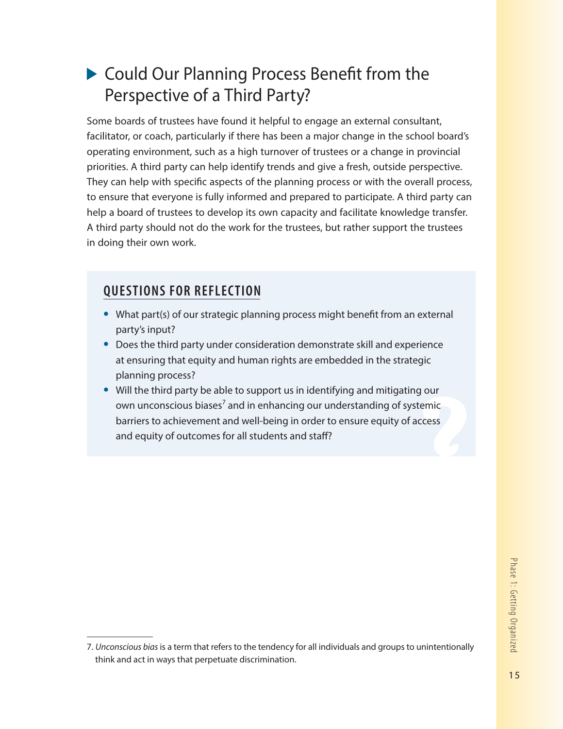## Could Our Planning Process Benefit from the Perspective of a Third Party?

Some boards of trustees have found it helpful to engage an external consultant, facilitator, or coach, particularly if there has been a major change in the school board's operating environment, such as a high turnover of trustees or a change in provincial priorities. A third party can help identify trends and give a fresh, outside perspective. They can help with specific aspects of the planning process or with the overall process, to ensure that everyone is fully informed and prepared to participate. A third party can help a board of trustees to develop its own capacity and facilitate knowledge transfer. A third party should not do the work for the trustees, but rather support the trustees in doing their own work.

### QUESTIONS FOR REFLECTION

- What part(s) of our strategic planning process might benefit from an external party's input?
- Does the third party under consideration demonstrate skill and experience at ensuring that equity and human rights are embedded in the strategic planning process?
- Will the third party be able to support us in identifying and mitigating our own unconscious biases[7] and in enhancing our understanding of systemic barriers to achievement and well-being in order to ensure equity of access and equity of outcomes for all students and staff?

7. *Unconscious bias* is a term that refers to the tendency for all individuals and groups to unintentionally think and act in ways that perpetuate discrimination.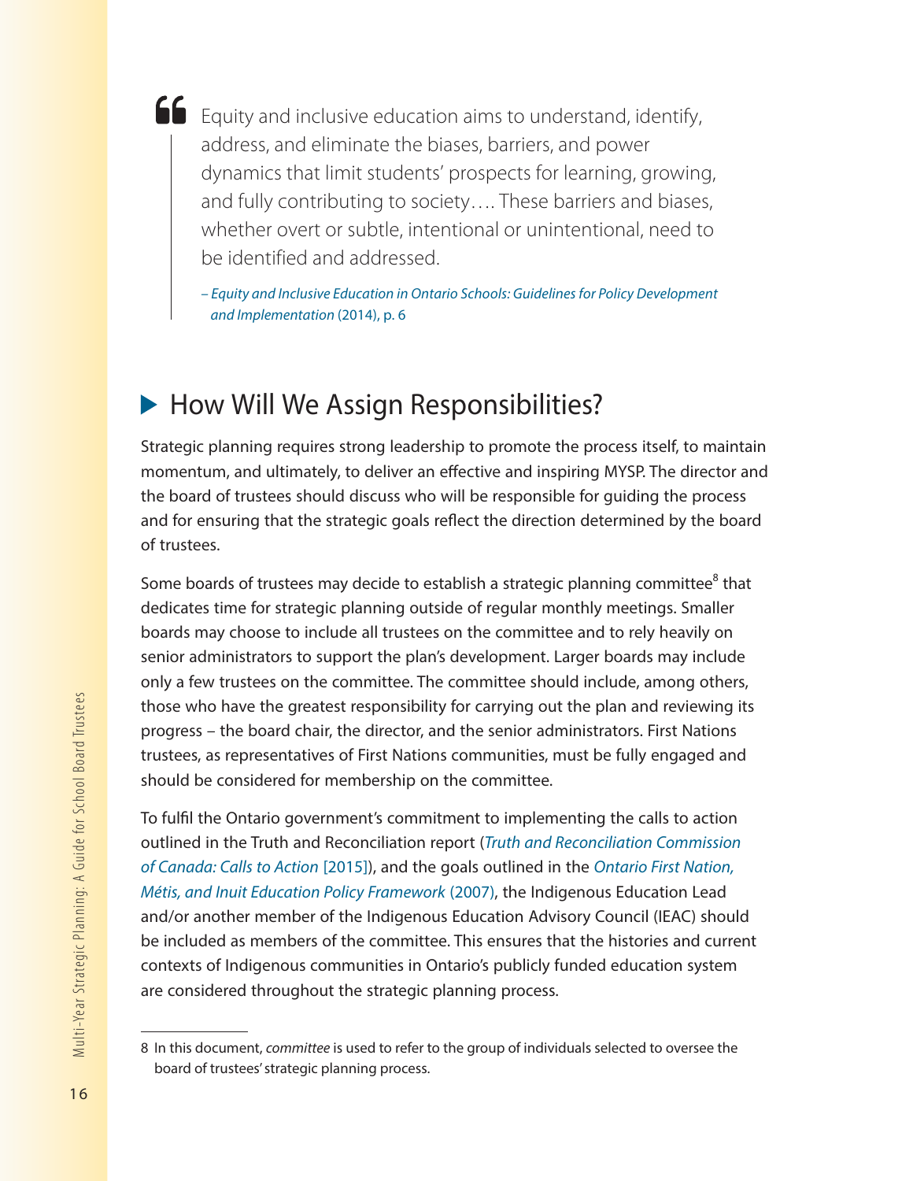> Equity and inclusive education aims to understand, identify, address, and eliminate the biases, barriers, and power dynamics that limit students' prospects for learning, growing, and fully contributing to society…. These barriers and biases, whether overt or subtle, intentional or unintentional, need to be identified and addressed.
>
> – *Equity and Inclusive Education in Ontario Schools: Guidelines for Policy Development and Implementation* (2014), p. 6

## How Will We Assign Responsibilities?

Strategic planning requires strong leadership to promote the process itself, to maintain momentum, and ultimately, to deliver an effective and inspiring MYSP. The director and the board of trustees should discuss who will be responsible for guiding the process and for ensuring that the strategic goals reflect the direction determined by the board of trustees.

Some boards of trustees may decide to establish a strategic planning committee[8] that dedicates time for strategic planning outside of regular monthly meetings. Smaller boards may choose to include all trustees on the committee and to rely heavily on senior administrators to support the plan's development. Larger boards may include only a few trustees on the committee. The committee should include, among others, those who have the greatest responsibility for carrying out the plan and reviewing its progress – the board chair, the director, and the senior administrators. First Nations trustees, as representatives of First Nations communities, must be fully engaged and should be considered for membership on the committee.

To fulfil the Ontario government's commitment to implementing the calls to action outlined in the Truth and Reconciliation report (*Truth and Reconciliation Commission of Canada: Calls to Action* [2015]), and the goals outlined in the *Ontario First Nation, Métis, and Inuit Education Policy Framework* (2007), the Indigenous Education Lead and/or another member of the Indigenous Education Advisory Council (IEAC) should be included as members of the committee. This ensures that the histories and current contexts of Indigenous communities in Ontario's publicly funded education system are considered throughout the strategic planning process.

---

8 In this document, *committee* is used to refer to the group of individuals selected to oversee the board of trustees' strategic planning process.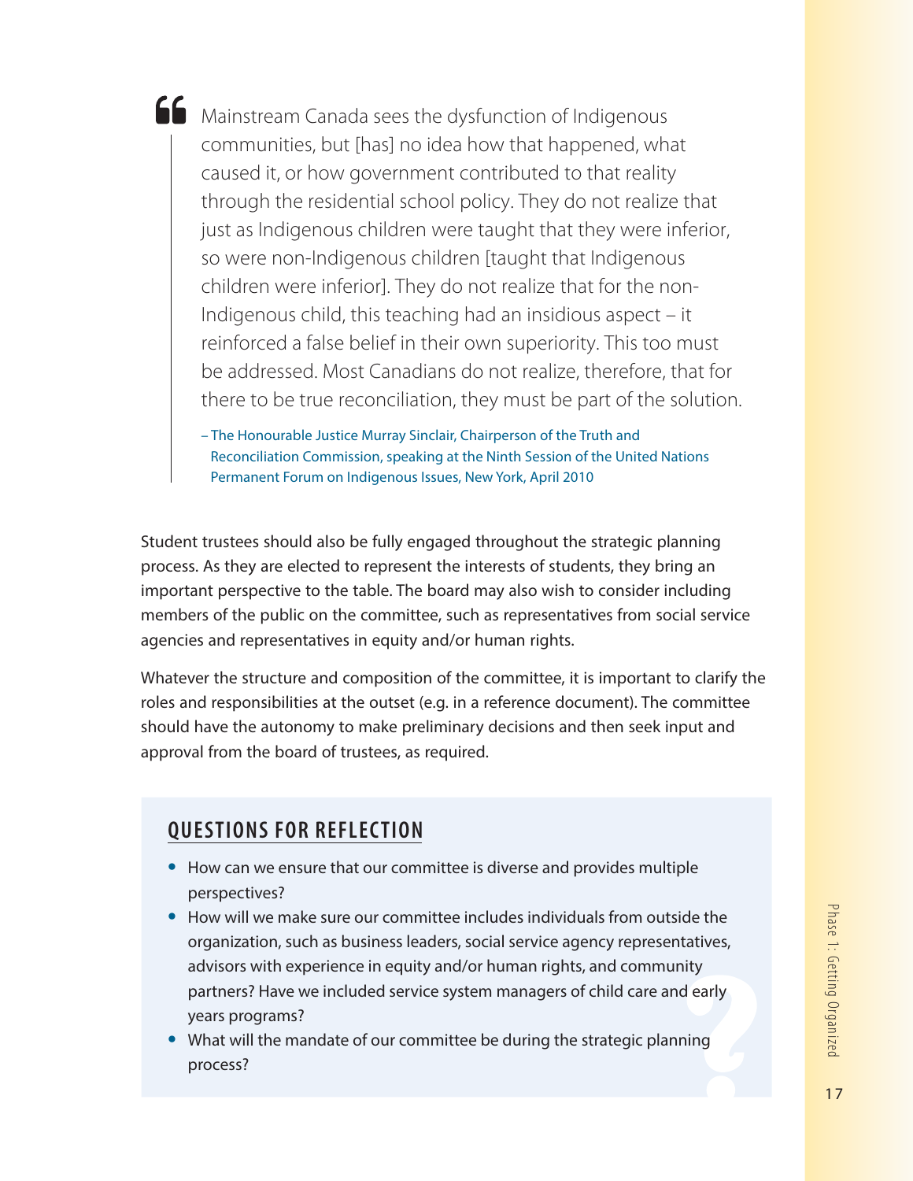> Mainstream Canada sees the dysfunction of Indigenous communities, but [has] no idea how that happened, what caused it, or how government contributed to that reality through the residential school policy. They do not realize that just as Indigenous children were taught that they were inferior, so were non-Indigenous children [taught that Indigenous children were inferior]. They do not realize that for the non-Indigenous child, this teaching had an insidious aspect – it reinforced a false belief in their own superiority. This too must be addressed. Most Canadians do not realize, therefore, that for there to be true reconciliation, they must be part of the solution.
>
> – The Honourable Justice Murray Sinclair, Chairperson of the Truth and Reconciliation Commission, speaking at the Ninth Session of the United Nations Permanent Forum on Indigenous Issues, New York, April 2010

Student trustees should also be fully engaged throughout the strategic planning process. As they are elected to represent the interests of students, they bring an important perspective to the table. The board may also wish to consider including members of the public on the committee, such as representatives from social service agencies and representatives in equity and/or human rights.

Whatever the structure and composition of the committee, it is important to clarify the roles and responsibilities at the outset (e.g. in a reference document). The committee should have the autonomy to make preliminary decisions and then seek input and approval from the board of trustees, as required.

## QUESTIONS FOR REFLECTION

- How can we ensure that our committee is diverse and provides multiple perspectives?
- How will we make sure our committee includes individuals from outside the organization, such as business leaders, social service agency representatives, advisors with experience in equity and/or human rights, and community partners? Have we included service system managers of child care and early years programs?
- What will the mandate of our committee be during the strategic planning process?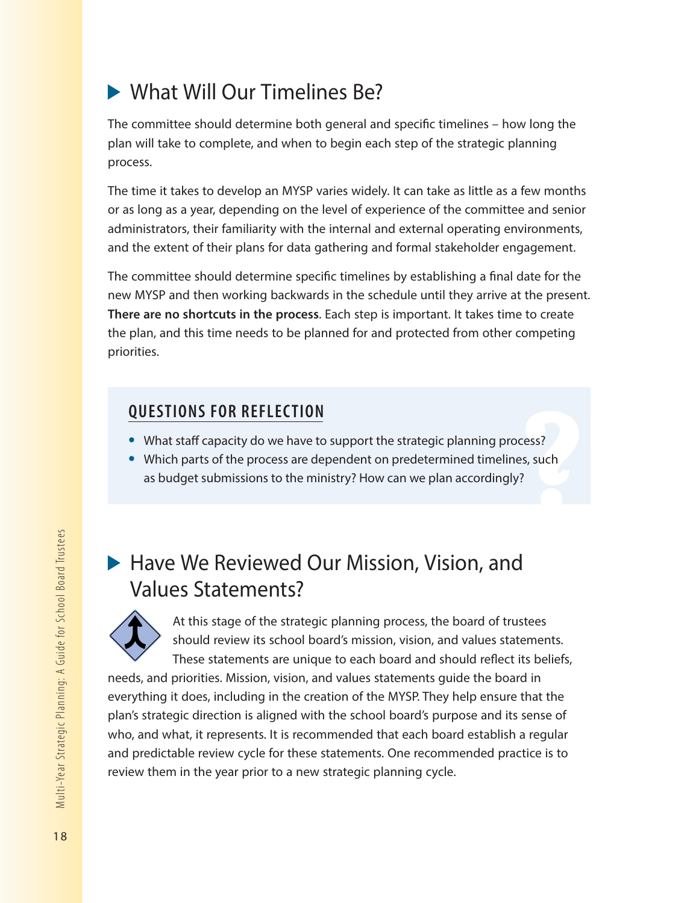## What Will Our Timelines Be?

The committee should determine both general and specific timelines – how long the plan will take to complete, and when to begin each step of the strategic planning process.

The time it takes to develop an MYSP varies widely. It can take as little as a few months or as long as a year, depending on the level of experience of the committee and senior administrators, their familiarity with the internal and external operating environments, and the extent of their plans for data gathering and formal stakeholder engagement.

The committee should determine specific timelines by establishing a final date for the new MYSP and then working backwards in the schedule until they arrive at the present. **There are no shortcuts in the process**. Each step is important. It takes time to create the plan, and this time needs to be planned for and protected from other competing priorities.

### QUESTIONS FOR REFLECTION

- What staff capacity do we have to support the strategic planning process?
- Which parts of the process are dependent on predetermined timelines, such as budget submissions to the ministry? How can we plan accordingly?

## Have We Reviewed Our Mission, Vision, and Values Statements?

At this stage of the strategic planning process, the board of trustees should review its school board's mission, vision, and values statements. These statements are unique to each board and should reflect its beliefs, needs, and priorities. Mission, vision, and values statements guide the board in everything it does, including in the creation of the MYSP. They help ensure that the plan's strategic direction is aligned with the school board's purpose and its sense of who, and what, it represents. It is recommended that each board establish a regular and predictable review cycle for these statements. One recommended practice is to review them in the year prior to a new strategic planning cycle.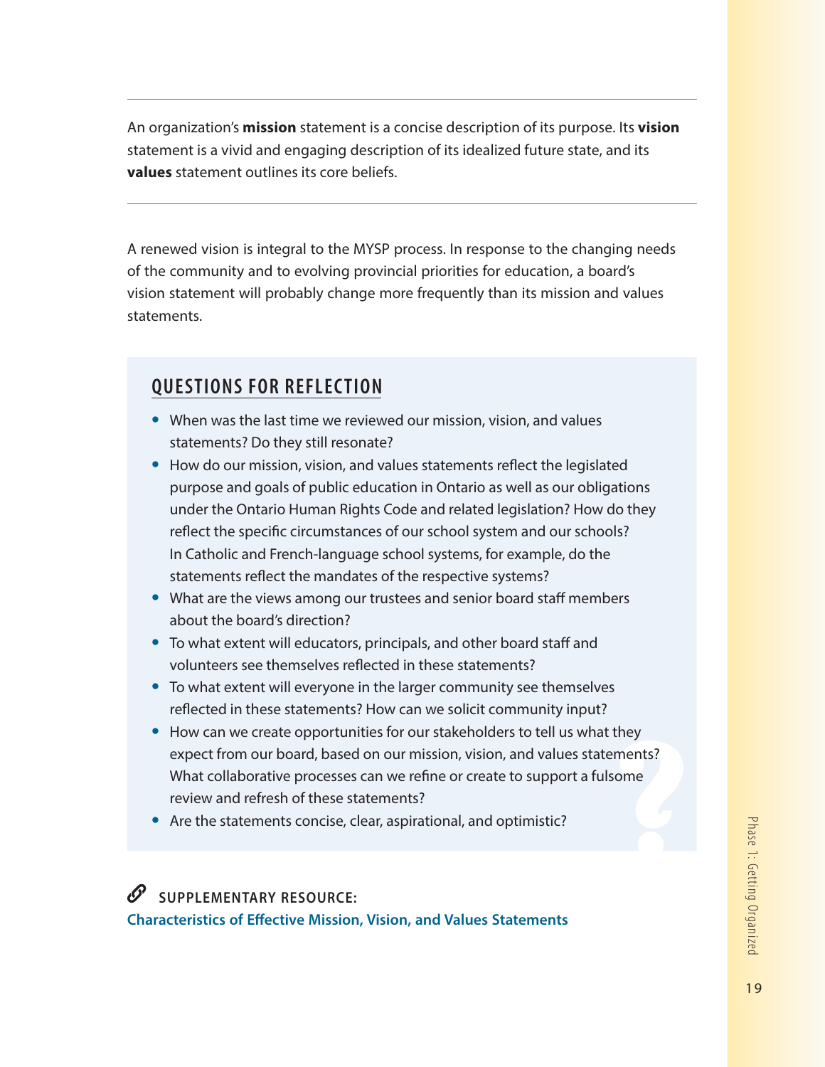An organization's **mission** statement is a concise description of its purpose. Its **vision** statement is a vivid and engaging description of its idealized future state, and its **values** statement outlines its core beliefs.

---

A renewed vision is integral to the MYSP process. In response to the changing needs of the community and to evolving provincial priorities for education, a board's vision statement will probably change more frequently than its mission and values statements.

## QUESTIONS FOR REFLECTION

- When was the last time we reviewed our mission, vision, and values statements? Do they still resonate?
- How do our mission, vision, and values statements reflect the legislated purpose and goals of public education in Ontario as well as our obligations under the Ontario Human Rights Code and related legislation? How do they reflect the specific circumstances of our school system and our schools? In Catholic and French-language school systems, for example, do the statements reflect the mandates of the respective systems?
- What are the views among our trustees and senior board staff members about the board's direction?
- To what extent will educators, principals, and other board staff and volunteers see themselves reflected in these statements?
- To what extent will everyone in the larger community see themselves reflected in these statements? How can we solicit community input?
- How can we create opportunities for our stakeholders to tell us what they expect from our board, based on our mission, vision, and values statements? What collaborative processes can we refine or create to support a fulsome review and refresh of these statements?
- Are the statements concise, clear, aspirational, and optimistic?

**SUPPLEMENTARY RESOURCE:**
**Characteristics of Effective Mission, Vision, and Values Statements**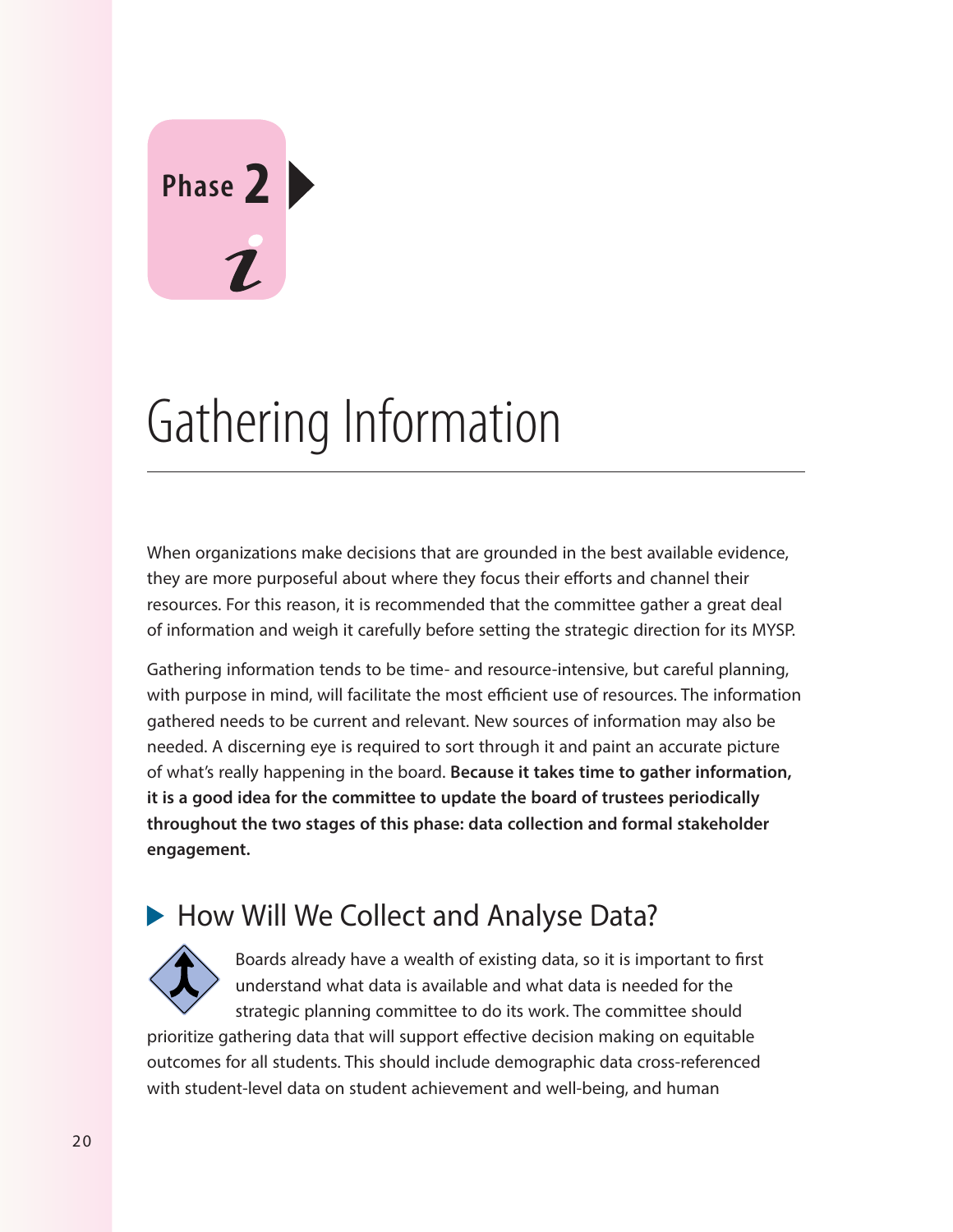Phase 2

# Gathering Information

When organizations make decisions that are grounded in the best available evidence, they are more purposeful about where they focus their efforts and channel their resources. For this reason, it is recommended that the committee gather a great deal of information and weigh it carefully before setting the strategic direction for its MYSP.

Gathering information tends to be time- and resource-intensive, but careful planning, with purpose in mind, will facilitate the most efficient use of resources. The information gathered needs to be current and relevant. New sources of information may also be needed. A discerning eye is required to sort through it and paint an accurate picture of what's really happening in the board. **Because it takes time to gather information, it is a good idea for the committee to update the board of trustees periodically throughout the two stages of this phase: data collection and formal stakeholder engagement.**

## How Will We Collect and Analyse Data?

Boards already have a wealth of existing data, so it is important to first understand what data is available and what data is needed for the strategic planning committee to do its work. The committee should prioritize gathering data that will support effective decision making on equitable outcomes for all students. This should include demographic data cross-referenced with student-level data on student achievement and well-being, and human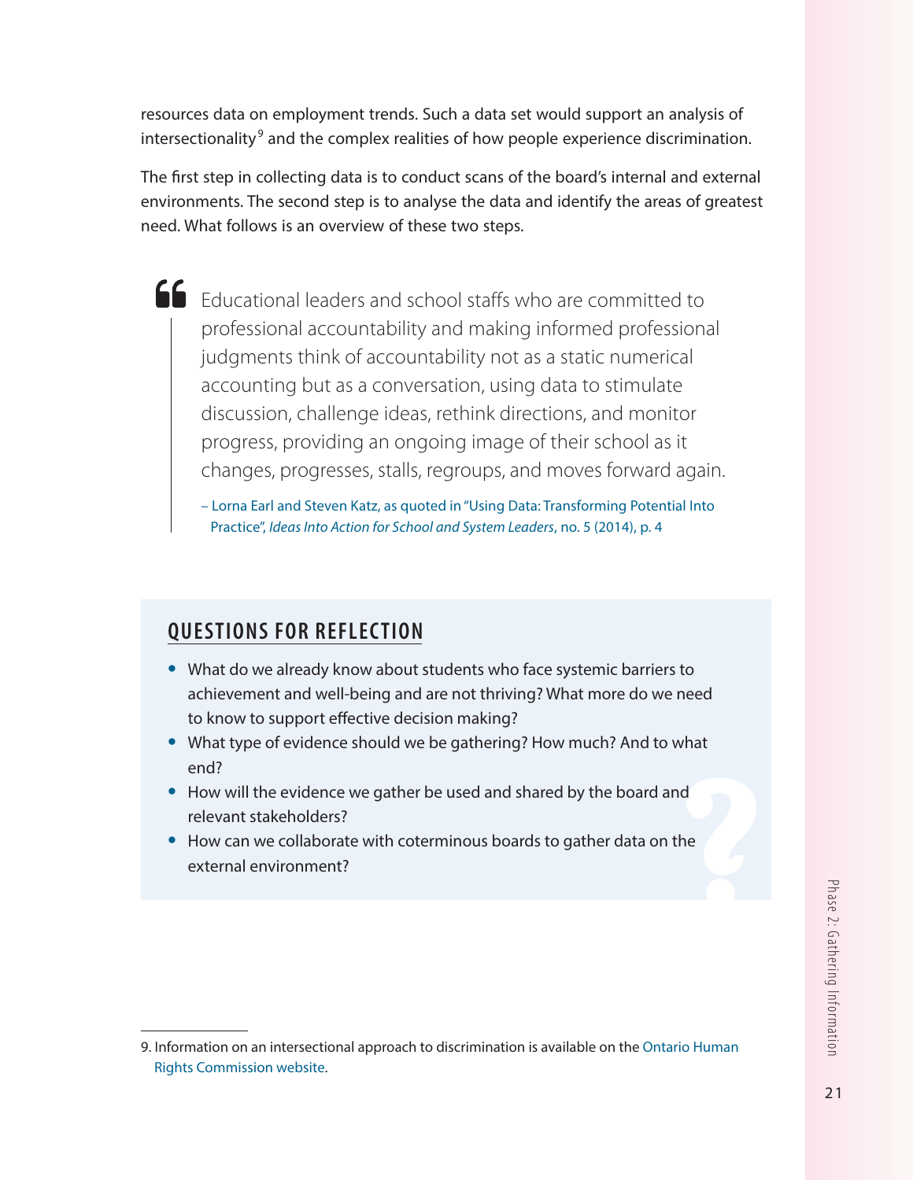resources data on employment trends. Such a data set would support an analysis of intersectionality[9] and the complex realities of how people experience discrimination.

The first step in collecting data is to conduct scans of the board's internal and external environments. The second step is to analyse the data and identify the areas of greatest need. What follows is an overview of these two steps.

> Educational leaders and school staffs who are committed to professional accountability and making informed professional judgments think of accountability not as a static numerical accounting but as a conversation, using data to stimulate discussion, challenge ideas, rethink directions, and monitor progress, providing an ongoing image of their school as it changes, progresses, stalls, regroups, and moves forward again.
>
> – Lorna Earl and Steven Katz, as quoted in "Using Data: Transforming Potential Into Practice", *Ideas Into Action for School and System Leaders*, no. 5 (2014), p. 4

## QUESTIONS FOR REFLECTION

- What do we already know about students who face systemic barriers to achievement and well-being and are not thriving? What more do we need to know to support effective decision making?
- What type of evidence should we be gathering? How much? And to what end?
- How will the evidence we gather be used and shared by the board and relevant stakeholders?
- How can we collaborate with coterminous boards to gather data on the external environment?

9. Information on an intersectional approach to discrimination is available on the Ontario Human Rights Commission website.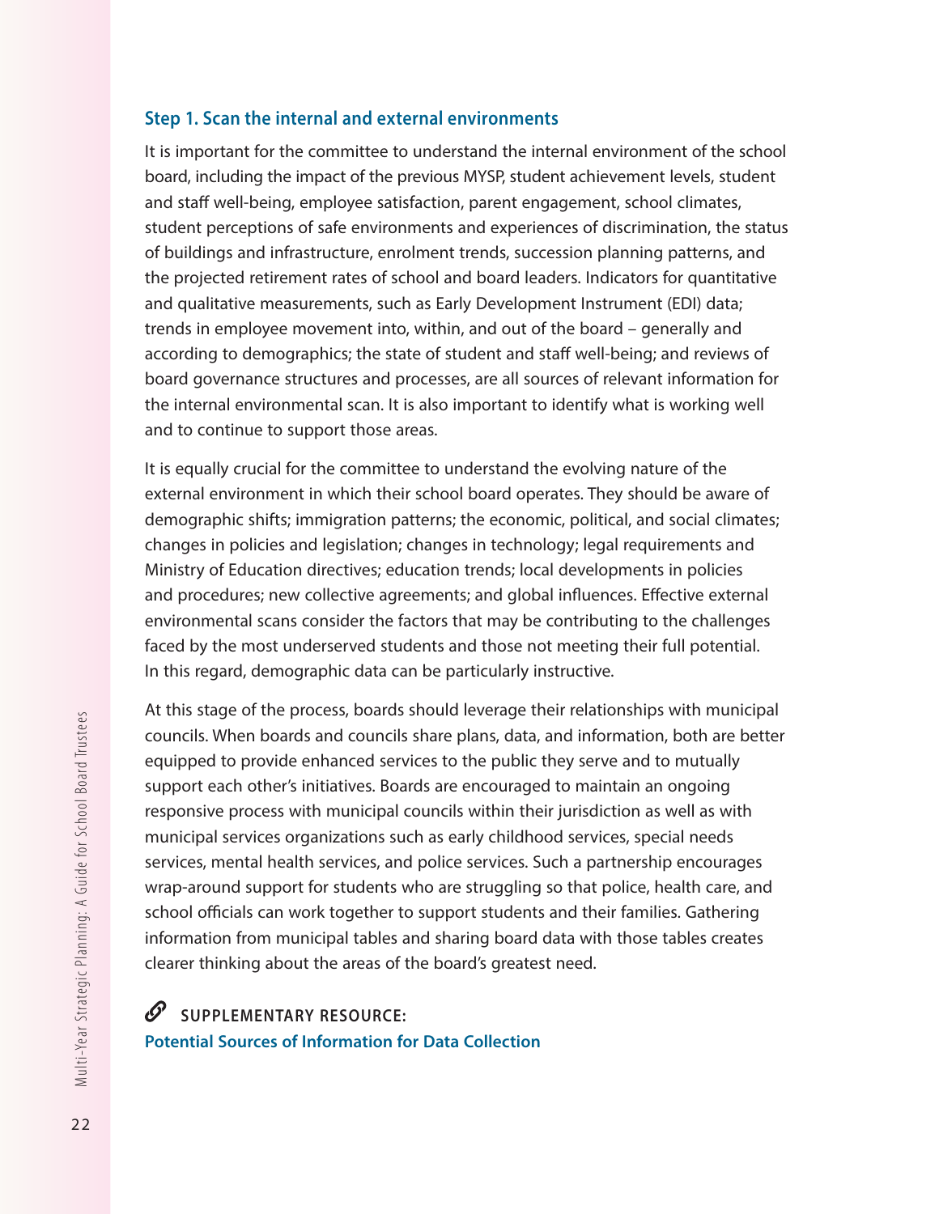### Step 1. Scan the internal and external environments

It is important for the committee to understand the internal environment of the school board, including the impact of the previous MYSP, student achievement levels, student and staff well-being, employee satisfaction, parent engagement, school climates, student perceptions of safe environments and experiences of discrimination, the status of buildings and infrastructure, enrolment trends, succession planning patterns, and the projected retirement rates of school and board leaders. Indicators for quantitative and qualitative measurements, such as Early Development Instrument (EDI) data; trends in employee movement into, within, and out of the board – generally and according to demographics; the state of student and staff well-being; and reviews of board governance structures and processes, are all sources of relevant information for the internal environmental scan. It is also important to identify what is working well and to continue to support those areas.

It is equally crucial for the committee to understand the evolving nature of the external environment in which their school board operates. They should be aware of demographic shifts; immigration patterns; the economic, political, and social climates; changes in policies and legislation; changes in technology; legal requirements and Ministry of Education directives; education trends; local developments in policies and procedures; new collective agreements; and global influences. Effective external environmental scans consider the factors that may be contributing to the challenges faced by the most underserved students and those not meeting their full potential. In this regard, demographic data can be particularly instructive.

At this stage of the process, boards should leverage their relationships with municipal councils. When boards and councils share plans, data, and information, both are better equipped to provide enhanced services to the public they serve and to mutually support each other's initiatives. Boards are encouraged to maintain an ongoing responsive process with municipal councils within their jurisdiction as well as with municipal services organizations such as early childhood services, special needs services, mental health services, and police services. Such a partnership encourages wrap-around support for students who are struggling so that police, health care, and school officials can work together to support students and their families. Gathering information from municipal tables and sharing board data with those tables creates clearer thinking about the areas of the board's greatest need.

**SUPPLEMENTARY RESOURCE:**
**Potential Sources of Information for Data Collection**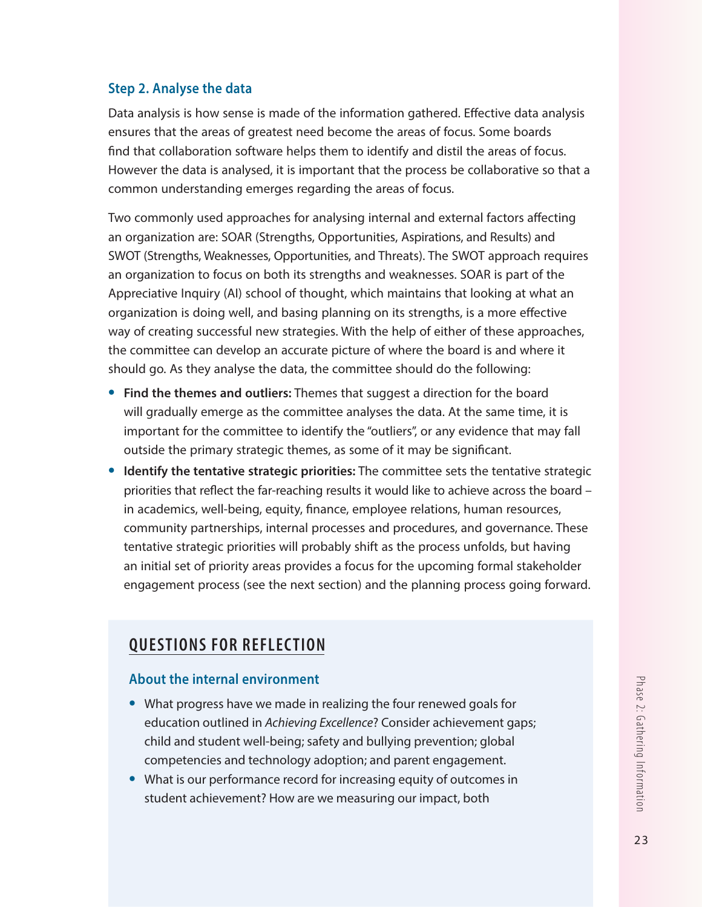### Step 2. Analyse the data

Data analysis is how sense is made of the information gathered. Effective data analysis ensures that the areas of greatest need become the areas of focus. Some boards find that collaboration software helps them to identify and distil the areas of focus. However the data is analysed, it is important that the process be collaborative so that a common understanding emerges regarding the areas of focus.

Two commonly used approaches for analysing internal and external factors affecting an organization are: SOAR (Strengths, Opportunities, Aspirations, and Results) and SWOT (Strengths, Weaknesses, Opportunities, and Threats). The SWOT approach requires an organization to focus on both its strengths and weaknesses. SOAR is part of the Appreciative Inquiry (AI) school of thought, which maintains that looking at what an organization is doing well, and basing planning on its strengths, is a more effective way of creating successful new strategies. With the help of either of these approaches, the committee can develop an accurate picture of where the board is and where it should go. As they analyse the data, the committee should do the following:

- **Find the themes and outliers:** Themes that suggest a direction for the board will gradually emerge as the committee analyses the data. At the same time, it is important for the committee to identify the "outliers", or any evidence that may fall outside the primary strategic themes, as some of it may be significant.
- **Identify the tentative strategic priorities:** The committee sets the tentative strategic priorities that reflect the far-reaching results it would like to achieve across the board – in academics, well-being, equity, finance, employee relations, human resources, community partnerships, internal processes and procedures, and governance. These tentative strategic priorities will probably shift as the process unfolds, but having an initial set of priority areas provides a focus for the upcoming formal stakeholder engagement process (see the next section) and the planning process going forward.

## QUESTIONS FOR REFLECTION

### About the internal environment

- What progress have we made in realizing the four renewed goals for education outlined in *Achieving Excellence*? Consider achievement gaps; child and student well-being; safety and bullying prevention; global competencies and technology adoption; and parent engagement.
- What is our performance record for increasing equity of outcomes in student achievement? How are we measuring our impact, both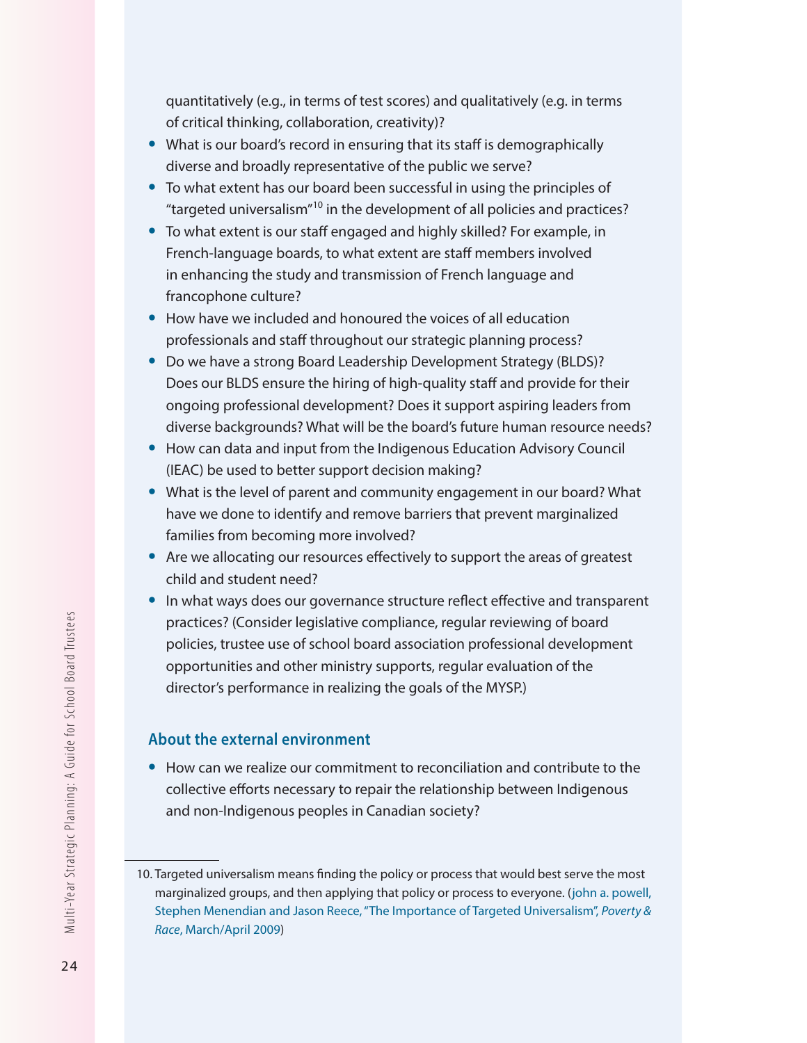quantitatively (e.g., in terms of test scores) and qualitatively (e.g. in terms of critical thinking, collaboration, creativity)?

- What is our board's record in ensuring that its staff is demographically diverse and broadly representative of the public we serve?
- To what extent has our board been successful in using the principles of "targeted universalism"[10] in the development of all policies and practices?
- To what extent is our staff engaged and highly skilled? For example, in French-language boards, to what extent are staff members involved in enhancing the study and transmission of French language and francophone culture?
- How have we included and honoured the voices of all education professionals and staff throughout our strategic planning process?
- Do we have a strong Board Leadership Development Strategy (BLDS)? Does our BLDS ensure the hiring of high-quality staff and provide for their ongoing professional development? Does it support aspiring leaders from diverse backgrounds? What will be the board's future human resource needs?
- How can data and input from the Indigenous Education Advisory Council (IEAC) be used to better support decision making?
- What is the level of parent and community engagement in our board? What have we done to identify and remove barriers that prevent marginalized families from becoming more involved?
- Are we allocating our resources effectively to support the areas of greatest child and student need?
- In what ways does our governance structure reflect effective and transparent practices? (Consider legislative compliance, regular reviewing of board policies, trustee use of school board association professional development opportunities and other ministry supports, regular evaluation of the director's performance in realizing the goals of the MYSP.)

### About the external environment

- How can we realize our commitment to reconciliation and contribute to the collective efforts necessary to repair the relationship between Indigenous and non-Indigenous peoples in Canadian society?

---

10. Targeted universalism means finding the policy or process that would best serve the most marginalized groups, and then applying that policy or process to everyone. (john a. powell, Stephen Menendian and Jason Reece, "The Importance of Targeted Universalism", *Poverty & Race*, March/April 2009)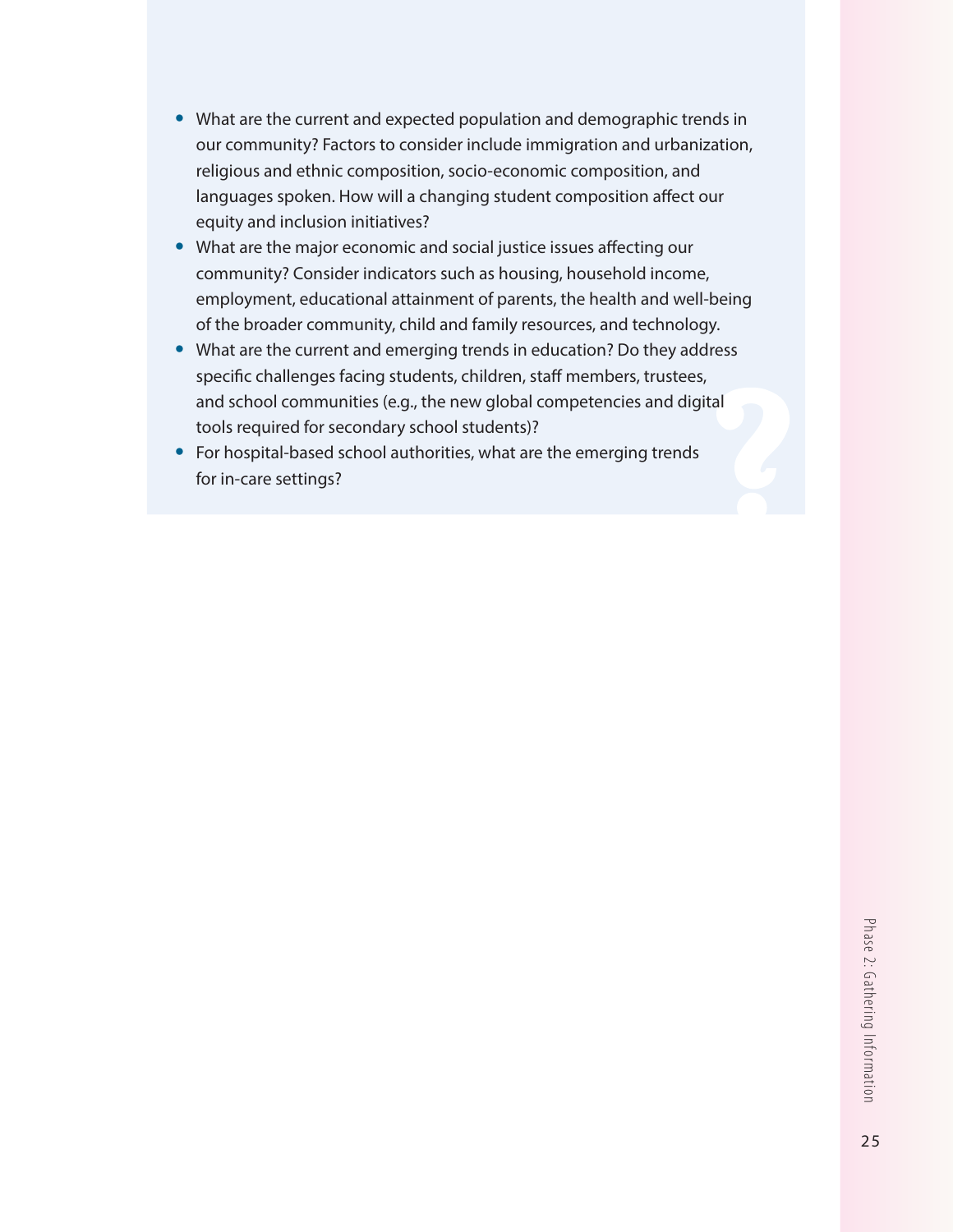- What are the current and expected population and demographic trends in our community? Factors to consider include immigration and urbanization, religious and ethnic composition, socio-economic composition, and languages spoken. How will a changing student composition affect our equity and inclusion initiatives?
- What are the major economic and social justice issues affecting our community? Consider indicators such as housing, household income, employment, educational attainment of parents, the health and well-being of the broader community, child and family resources, and technology.
- What are the current and emerging trends in education? Do they address specific challenges facing students, children, staff members, trustees, and school communities (e.g., the new global competencies and digital tools required for secondary school students)?
- For hospital-based school authorities, what are the emerging trends for in-care settings?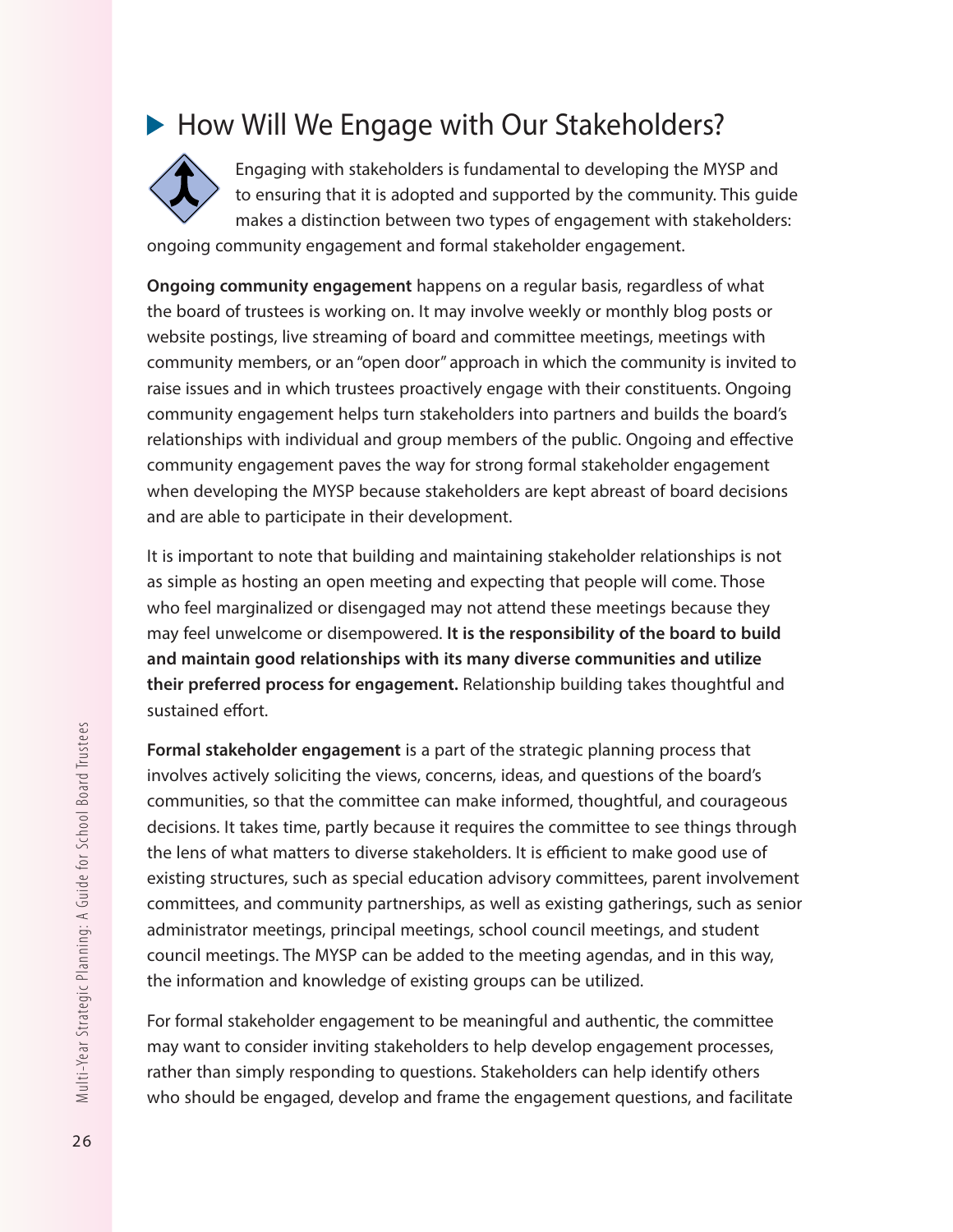## How Will We Engage with Our Stakeholders?

Engaging with stakeholders is fundamental to developing the MYSP and to ensuring that it is adopted and supported by the community. This guide makes a distinction between two types of engagement with stakeholders: ongoing community engagement and formal stakeholder engagement.

**Ongoing community engagement** happens on a regular basis, regardless of what the board of trustees is working on. It may involve weekly or monthly blog posts or website postings, live streaming of board and committee meetings, meetings with community members, or an "open door" approach in which the community is invited to raise issues and in which trustees proactively engage with their constituents. Ongoing community engagement helps turn stakeholders into partners and builds the board's relationships with individual and group members of the public. Ongoing and effective community engagement paves the way for strong formal stakeholder engagement when developing the MYSP because stakeholders are kept abreast of board decisions and are able to participate in their development.

It is important to note that building and maintaining stakeholder relationships is not as simple as hosting an open meeting and expecting that people will come. Those who feel marginalized or disengaged may not attend these meetings because they may feel unwelcome or disempowered. **It is the responsibility of the board to build and maintain good relationships with its many diverse communities and utilize their preferred process for engagement.** Relationship building takes thoughtful and sustained effort.

**Formal stakeholder engagement** is a part of the strategic planning process that involves actively soliciting the views, concerns, ideas, and questions of the board's communities, so that the committee can make informed, thoughtful, and courageous decisions. It takes time, partly because it requires the committee to see things through the lens of what matters to diverse stakeholders. It is efficient to make good use of existing structures, such as special education advisory committees, parent involvement committees, and community partnerships, as well as existing gatherings, such as senior administrator meetings, principal meetings, school council meetings, and student council meetings. The MYSP can be added to the meeting agendas, and in this way, the information and knowledge of existing groups can be utilized.

For formal stakeholder engagement to be meaningful and authentic, the committee may want to consider inviting stakeholders to help develop engagement processes, rather than simply responding to questions. Stakeholders can help identify others who should be engaged, develop and frame the engagement questions, and facilitate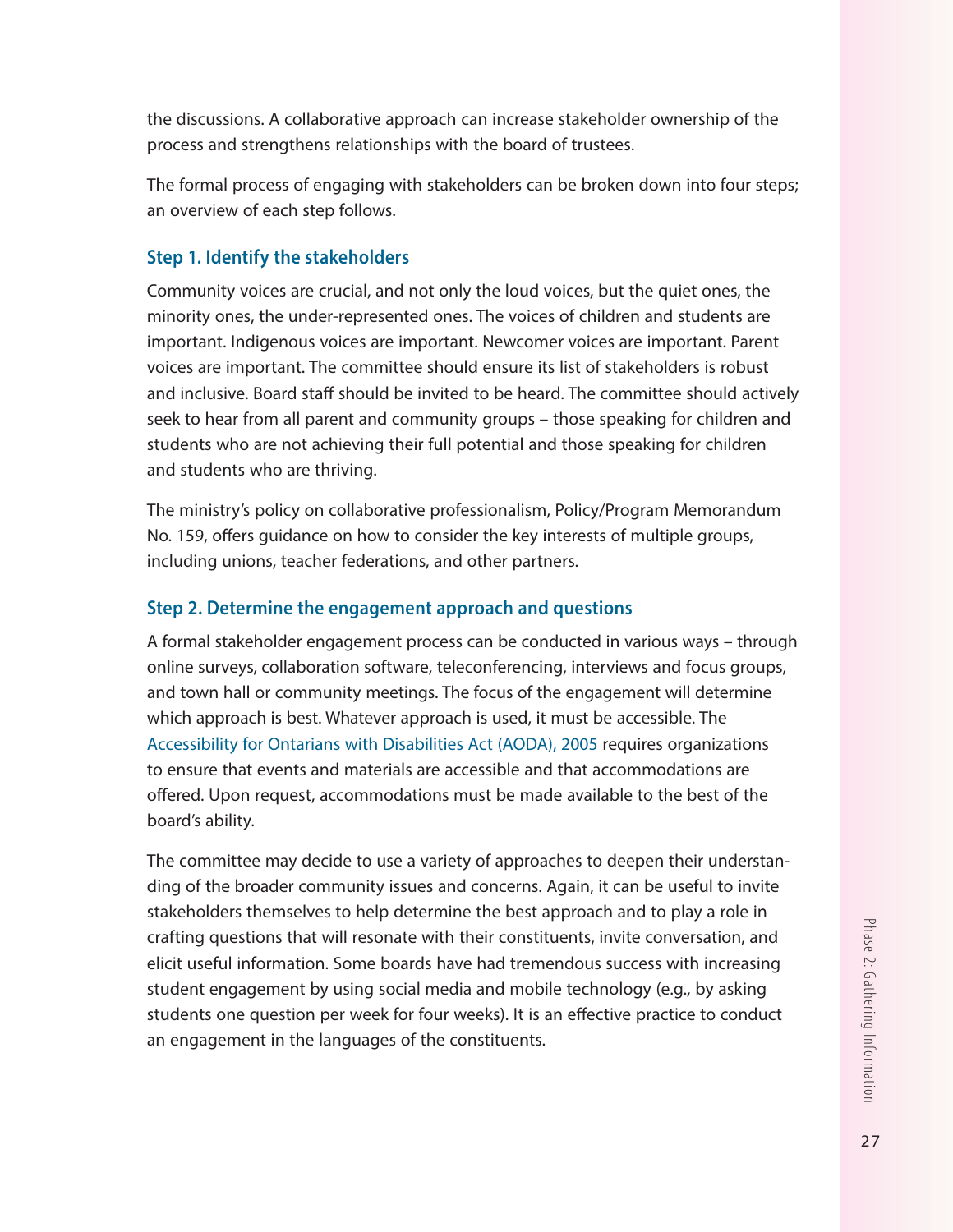the discussions. A collaborative approach can increase stakeholder ownership of the process and strengthens relationships with the board of trustees.

The formal process of engaging with stakeholders can be broken down into four steps; an overview of each step follows.

### Step 1. Identify the stakeholders

Community voices are crucial, and not only the loud voices, but the quiet ones, the minority ones, the under-represented ones. The voices of children and students are important. Indigenous voices are important. Newcomer voices are important. Parent voices are important. The committee should ensure its list of stakeholders is robust and inclusive. Board staff should be invited to be heard. The committee should actively seek to hear from all parent and community groups – those speaking for children and students who are not achieving their full potential and those speaking for children and students who are thriving.

The ministry's policy on collaborative professionalism, Policy/Program Memorandum No. 159, offers guidance on how to consider the key interests of multiple groups, including unions, teacher federations, and other partners.

### Step 2. Determine the engagement approach and questions

A formal stakeholder engagement process can be conducted in various ways – through online surveys, collaboration software, teleconferencing, interviews and focus groups, and town hall or community meetings. The focus of the engagement will determine which approach is best. Whatever approach is used, it must be accessible. The Accessibility for Ontarians with Disabilities Act (AODA), 2005 requires organizations to ensure that events and materials are accessible and that accommodations are offered. Upon request, accommodations must be made available to the best of the board's ability.

The committee may decide to use a variety of approaches to deepen their understanding of the broader community issues and concerns. Again, it can be useful to invite stakeholders themselves to help determine the best approach and to play a role in crafting questions that will resonate with their constituents, invite conversation, and elicit useful information. Some boards have had tremendous success with increasing student engagement by using social media and mobile technology (e.g., by asking students one question per week for four weeks). It is an effective practice to conduct an engagement in the languages of the constituents.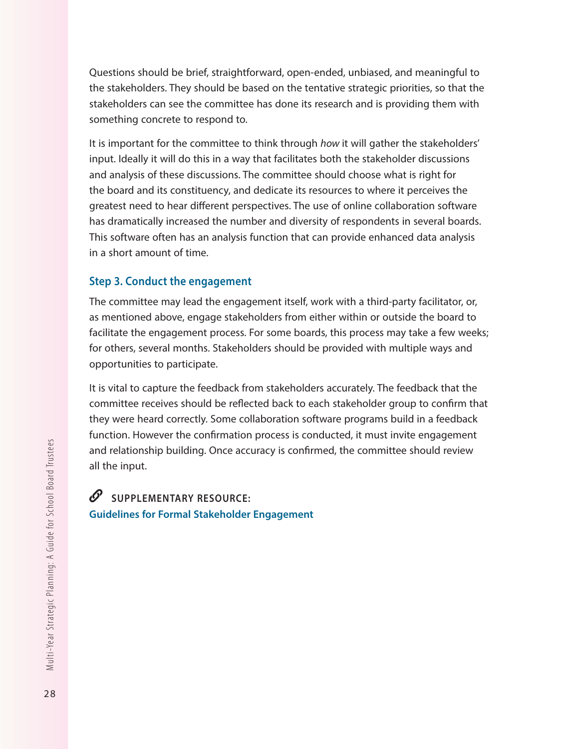Questions should be brief, straightforward, open-ended, unbiased, and meaningful to the stakeholders. They should be based on the tentative strategic priorities, so that the stakeholders can see the committee has done its research and is providing them with something concrete to respond to.

It is important for the committee to think through *how* it will gather the stakeholders' input. Ideally it will do this in a way that facilitates both the stakeholder discussions and analysis of these discussions. The committee should choose what is right for the board and its constituency, and dedicate its resources to where it perceives the greatest need to hear different perspectives. The use of online collaboration software has dramatically increased the number and diversity of respondents in several boards. This software often has an analysis function that can provide enhanced data analysis in a short amount of time.

### Step 3. Conduct the engagement

The committee may lead the engagement itself, work with a third-party facilitator, or, as mentioned above, engage stakeholders from either within or outside the board to facilitate the engagement process. For some boards, this process may take a few weeks; for others, several months. Stakeholders should be provided with multiple ways and opportunities to participate.

It is vital to capture the feedback from stakeholders accurately. The feedback that the committee receives should be reflected back to each stakeholder group to confirm that they were heard correctly. Some collaboration software programs build in a feedback function. However the confirmation process is conducted, it must invite engagement and relationship building. Once accuracy is confirmed, the committee should review all the input.

**SUPPLEMENTARY RESOURCE:**
**Guidelines for Formal Stakeholder Engagement**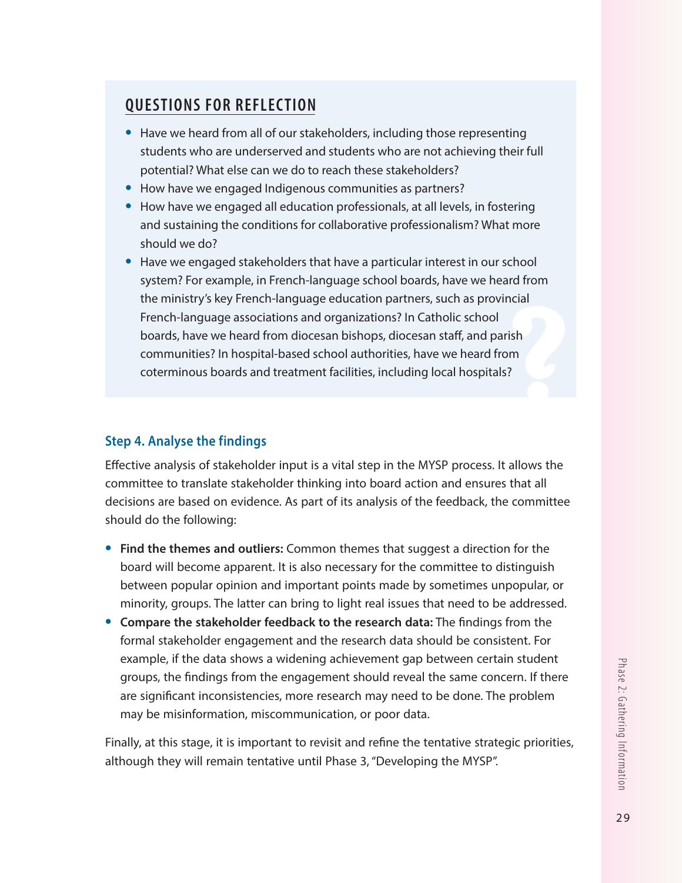## QUESTIONS FOR REFLECTION

- Have we heard from all of our stakeholders, including those representing students who are underserved and students who are not achieving their full potential? What else can we do to reach these stakeholders?
- How have we engaged Indigenous communities as partners?
- How have we engaged all education professionals, at all levels, in fostering and sustaining the conditions for collaborative professionalism? What more should we do?
- Have we engaged stakeholders that have a particular interest in our school system? For example, in French-language school boards, have we heard from the ministry's key French-language education partners, such as provincial French-language associations and organizations? In Catholic school boards, have we heard from diocesan bishops, diocesan staff, and parish communities? In hospital-based school authorities, have we heard from coterminous boards and treatment facilities, including local hospitals?

### Step 4. Analyse the findings

Effective analysis of stakeholder input is a vital step in the MYSP process. It allows the committee to translate stakeholder thinking into board action and ensures that all decisions are based on evidence. As part of its analysis of the feedback, the committee should do the following:

- **Find the themes and outliers:** Common themes that suggest a direction for the board will become apparent. It is also necessary for the committee to distinguish between popular opinion and important points made by sometimes unpopular, or minority, groups. The latter can bring to light real issues that need to be addressed.
- **Compare the stakeholder feedback to the research data:** The findings from the formal stakeholder engagement and the research data should be consistent. For example, if the data shows a widening achievement gap between certain student groups, the findings from the engagement should reveal the same concern. If there are significant inconsistencies, more research may need to be done. The problem may be misinformation, miscommunication, or poor data.

Finally, at this stage, it is important to revisit and refine the tentative strategic priorities, although they will remain tentative until Phase 3, "Developing the MYSP".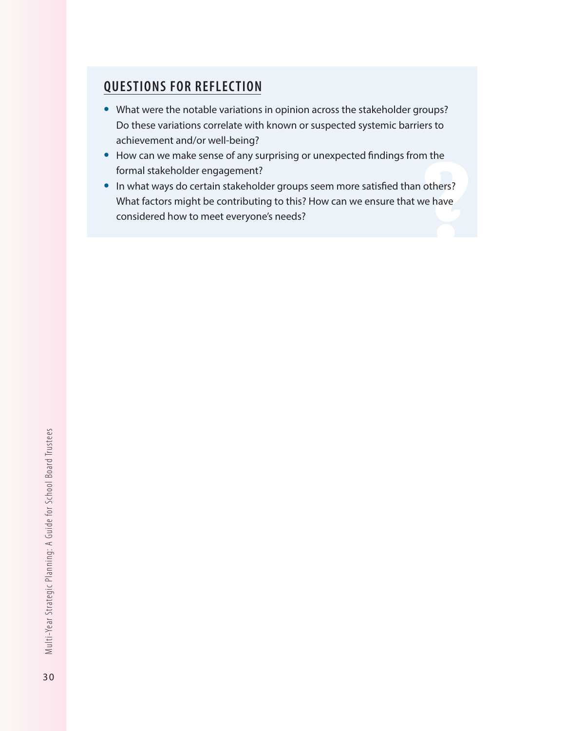## QUESTIONS FOR REFLECTION

- What were the notable variations in opinion across the stakeholder groups? Do these variations correlate with known or suspected systemic barriers to achievement and/or well-being?
- How can we make sense of any surprising or unexpected findings from the formal stakeholder engagement?
- In what ways do certain stakeholder groups seem more satisfied than others? What factors might be contributing to this? How can we ensure that we have considered how to meet everyone's needs?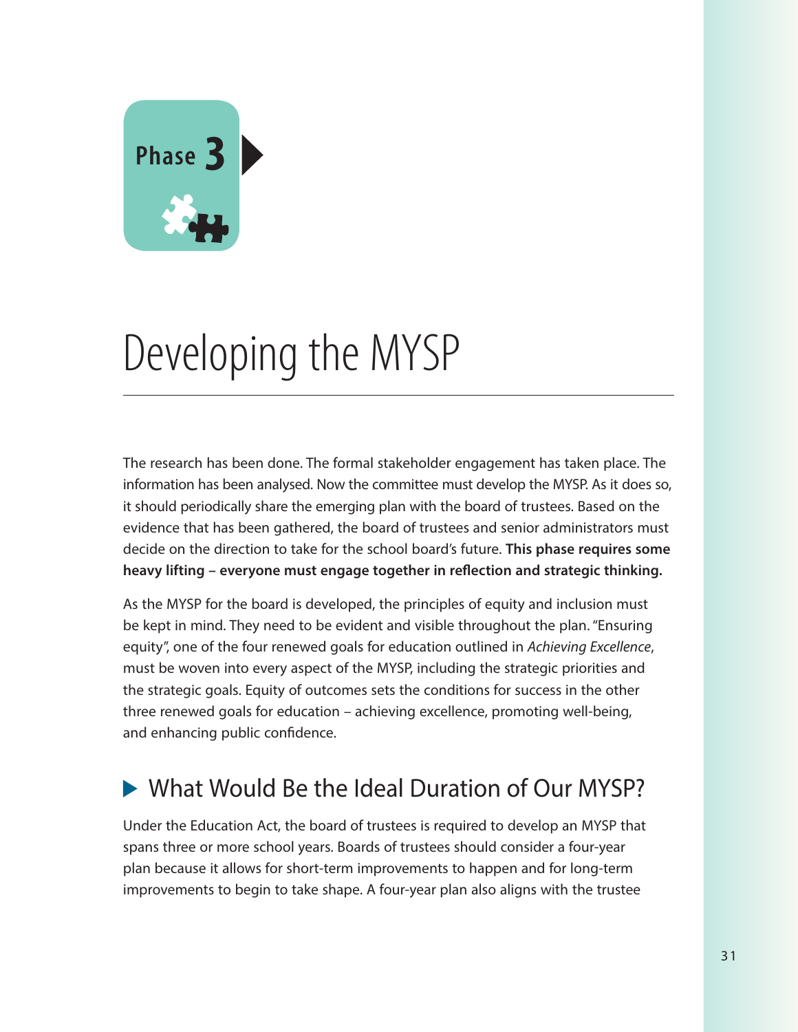Phase 3

# Developing the MYSP

The research has been done. The formal stakeholder engagement has taken place. The information has been analysed. Now the committee must develop the MYSP. As it does so, it should periodically share the emerging plan with the board of trustees. Based on the evidence that has been gathered, the board of trustees and senior administrators must decide on the direction to take for the school board's future. **This phase requires some heavy lifting – everyone must engage together in reflection and strategic thinking.**

As the MYSP for the board is developed, the principles of equity and inclusion must be kept in mind. They need to be evident and visible throughout the plan. "Ensuring equity", one of the four renewed goals for education outlined in *Achieving Excellence*, must be woven into every aspect of the MYSP, including the strategic priorities and the strategic goals. Equity of outcomes sets the conditions for success in the other three renewed goals for education – achieving excellence, promoting well-being, and enhancing public confidence.

## What Would Be the Ideal Duration of Our MYSP?

Under the Education Act, the board of trustees is required to develop an MYSP that spans three or more school years. Boards of trustees should consider a four-year plan because it allows for short-term improvements to happen and for long-term improvements to begin to take shape. A four-year plan also aligns with the trustee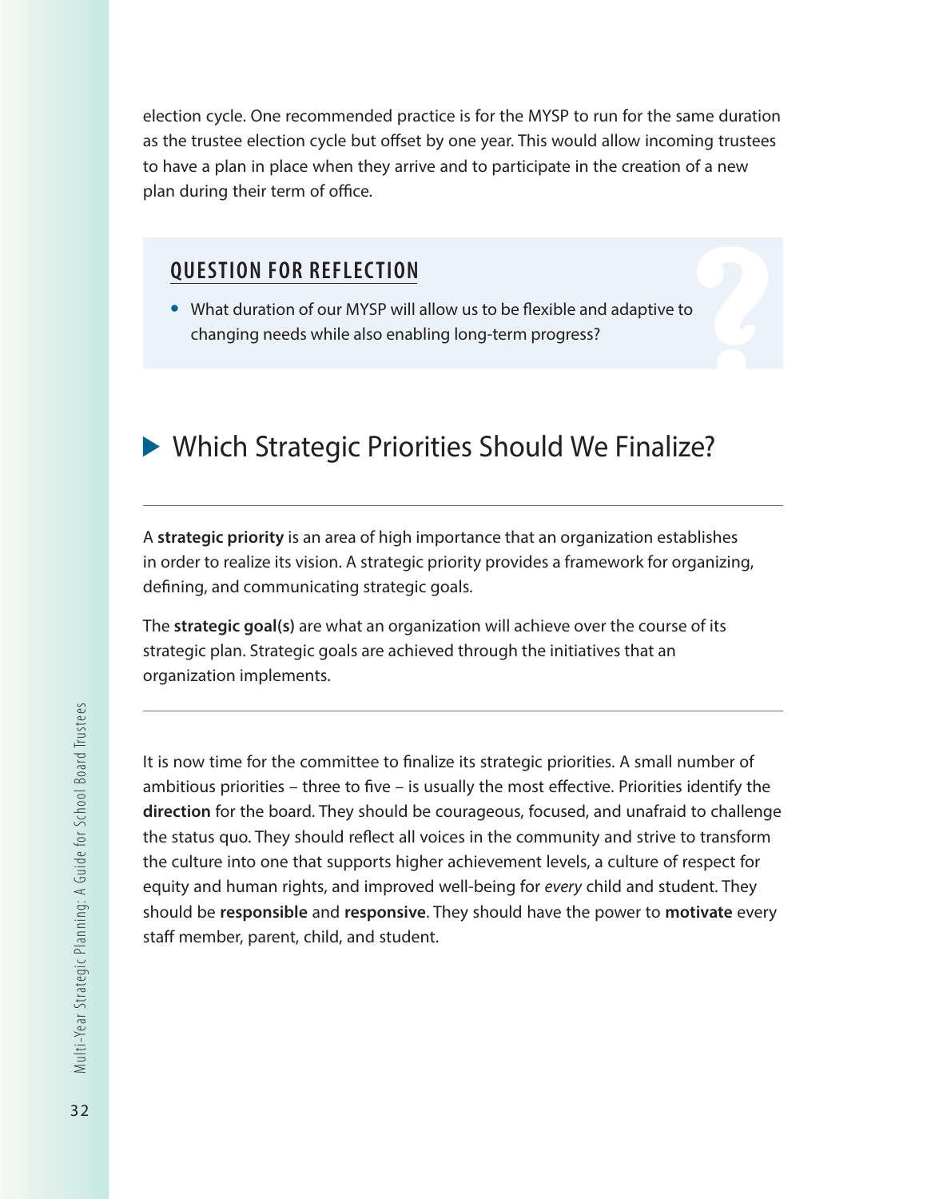election cycle. One recommended practice is for the MYSP to run for the same duration as the trustee election cycle but offset by one year. This would allow incoming trustees to have a plan in place when they arrive and to participate in the creation of a new plan during their term of office.

### QUESTION FOR REFLECTION

- What duration of our MYSP will allow us to be flexible and adaptive to changing needs while also enabling long-term progress?

## Which Strategic Priorities Should We Finalize?

A **strategic priority** is an area of high importance that an organization establishes in order to realize its vision. A strategic priority provides a framework for organizing, defining, and communicating strategic goals.

The **strategic goal(s)** are what an organization will achieve over the course of its strategic plan. Strategic goals are achieved through the initiatives that an organization implements.

It is now time for the committee to finalize its strategic priorities. A small number of ambitious priorities – three to five – is usually the most effective. Priorities identify the **direction** for the board. They should be courageous, focused, and unafraid to challenge the status quo. They should reflect all voices in the community and strive to transform the culture into one that supports higher achievement levels, a culture of respect for equity and human rights, and improved well-being for *every* child and student. They should be **responsible** and **responsive**. They should have the power to **motivate** every staff member, parent, child, and student.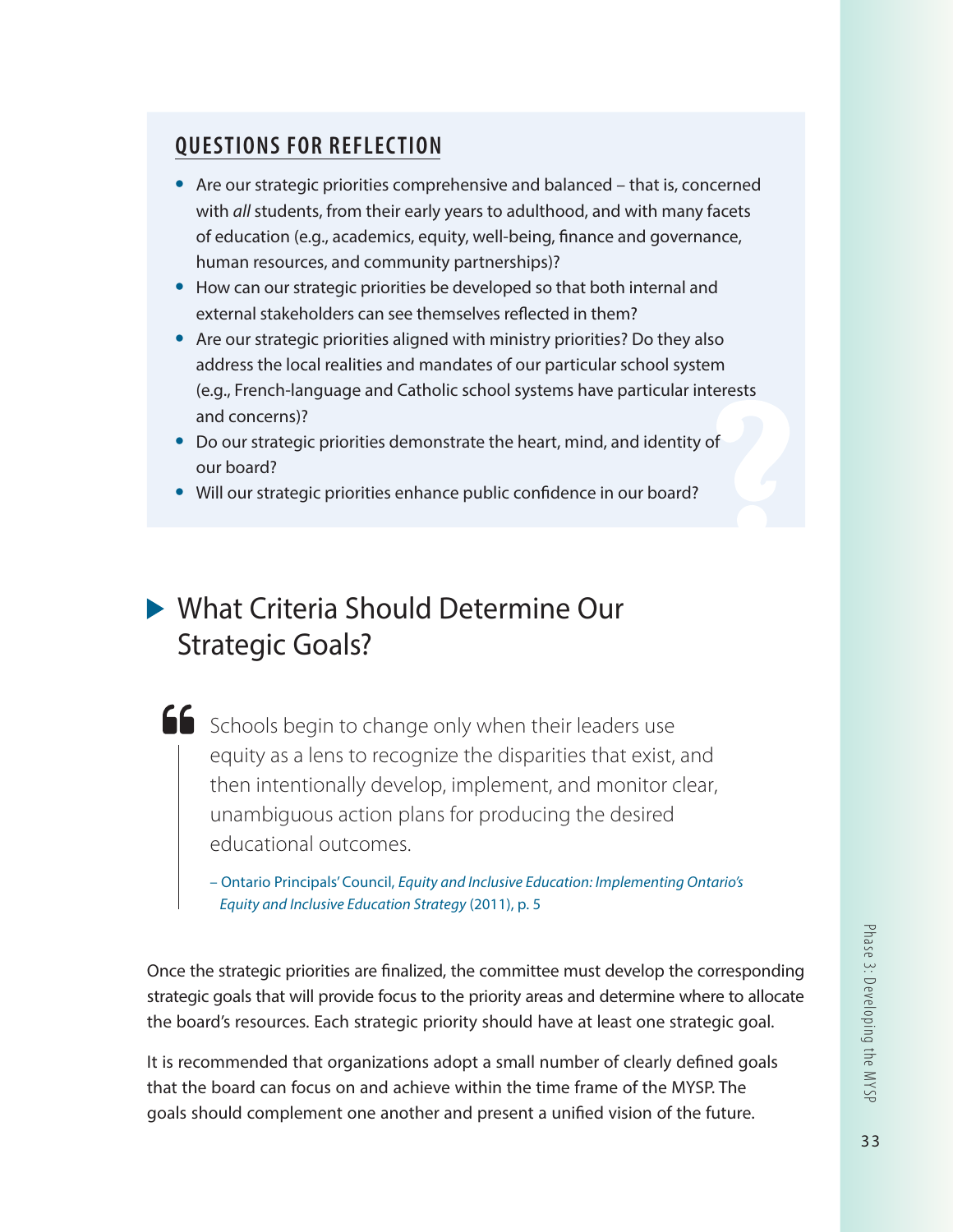## QUESTIONS FOR REFLECTION

- Are our strategic priorities comprehensive and balanced – that is, concerned with *all* students, from their early years to adulthood, and with many facets of education (e.g., academics, equity, well-being, finance and governance, human resources, and community partnerships)?
- How can our strategic priorities be developed so that both internal and external stakeholders can see themselves reflected in them?
- Are our strategic priorities aligned with ministry priorities? Do they also address the local realities and mandates of our particular school system (e.g., French-language and Catholic school systems have particular interests and concerns)?
- Do our strategic priorities demonstrate the heart, mind, and identity of our board?
- Will our strategic priorities enhance public confidence in our board?

## What Criteria Should Determine Our Strategic Goals?

> Schools begin to change only when their leaders use equity as a lens to recognize the disparities that exist, and then intentionally develop, implement, and monitor clear, unambiguous action plans for producing the desired educational outcomes.
>
> – Ontario Principals' Council, *Equity and Inclusive Education: Implementing Ontario's Equity and Inclusive Education Strategy* (2011), p. 5

Once the strategic priorities are finalized, the committee must develop the corresponding strategic goals that will provide focus to the priority areas and determine where to allocate the board's resources. Each strategic priority should have at least one strategic goal.

It is recommended that organizations adopt a small number of clearly defined goals that the board can focus on and achieve within the time frame of the MYSP. The goals should complement one another and present a unified vision of the future.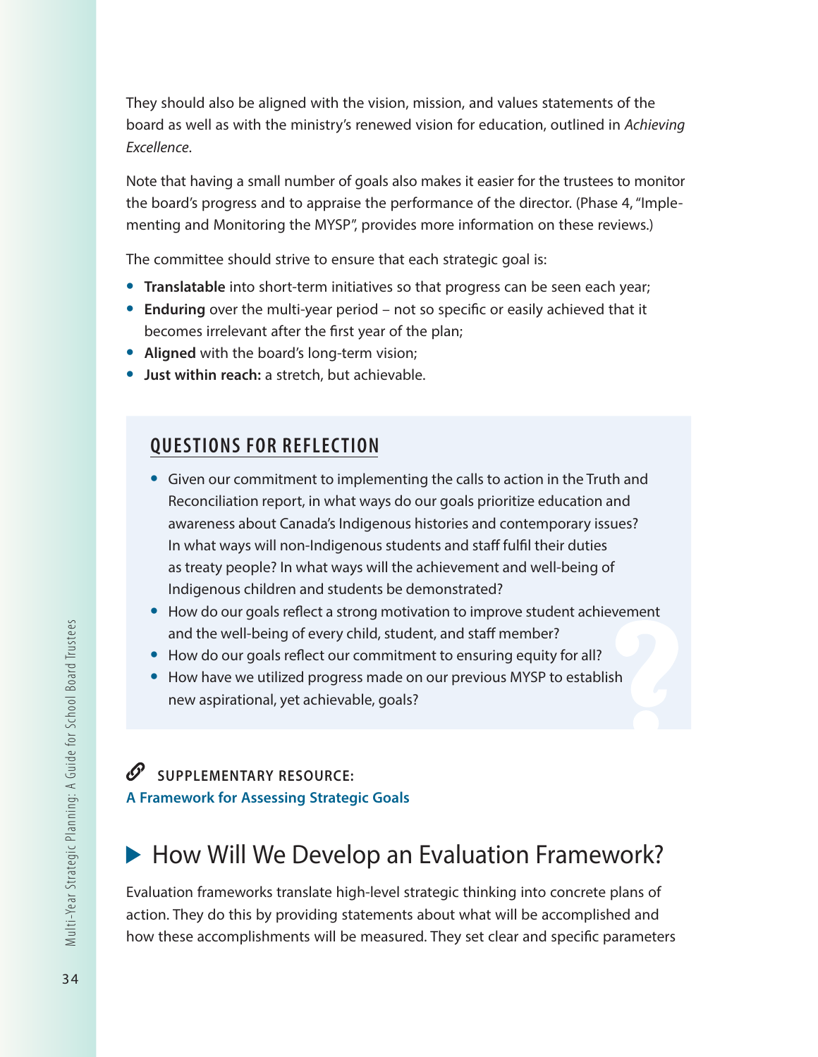They should also be aligned with the vision, mission, and values statements of the board as well as with the ministry's renewed vision for education, outlined in *Achieving Excellence*.

Note that having a small number of goals also makes it easier for the trustees to monitor the board's progress and to appraise the performance of the director. (Phase 4, "Implementing and Monitoring the MYSP", provides more information on these reviews.)

The committee should strive to ensure that each strategic goal is:

- **Translatable** into short-term initiatives so that progress can be seen each year;
- **Enduring** over the multi-year period – not so specific or easily achieved that it becomes irrelevant after the first year of the plan;
- **Aligned** with the board's long-term vision;
- **Just within reach:** a stretch, but achievable.

## QUESTIONS FOR REFLECTION

- Given our commitment to implementing the calls to action in the Truth and Reconciliation report, in what ways do our goals prioritize education and awareness about Canada's Indigenous histories and contemporary issues? In what ways will non-Indigenous students and staff fulfil their duties as treaty people? In what ways will the achievement and well-being of Indigenous children and students be demonstrated?
- How do our goals reflect a strong motivation to improve student achievement and the well-being of every child, student, and staff member?
- How do our goals reflect our commitment to ensuring equity for all?
- How have we utilized progress made on our previous MYSP to establish new aspirational, yet achievable, goals?

**SUPPLEMENTARY RESOURCE:**
**A Framework for Assessing Strategic Goals**

## How Will We Develop an Evaluation Framework?

Evaluation frameworks translate high-level strategic thinking into concrete plans of action. They do this by providing statements about what will be accomplished and how these accomplishments will be measured. They set clear and specific parameters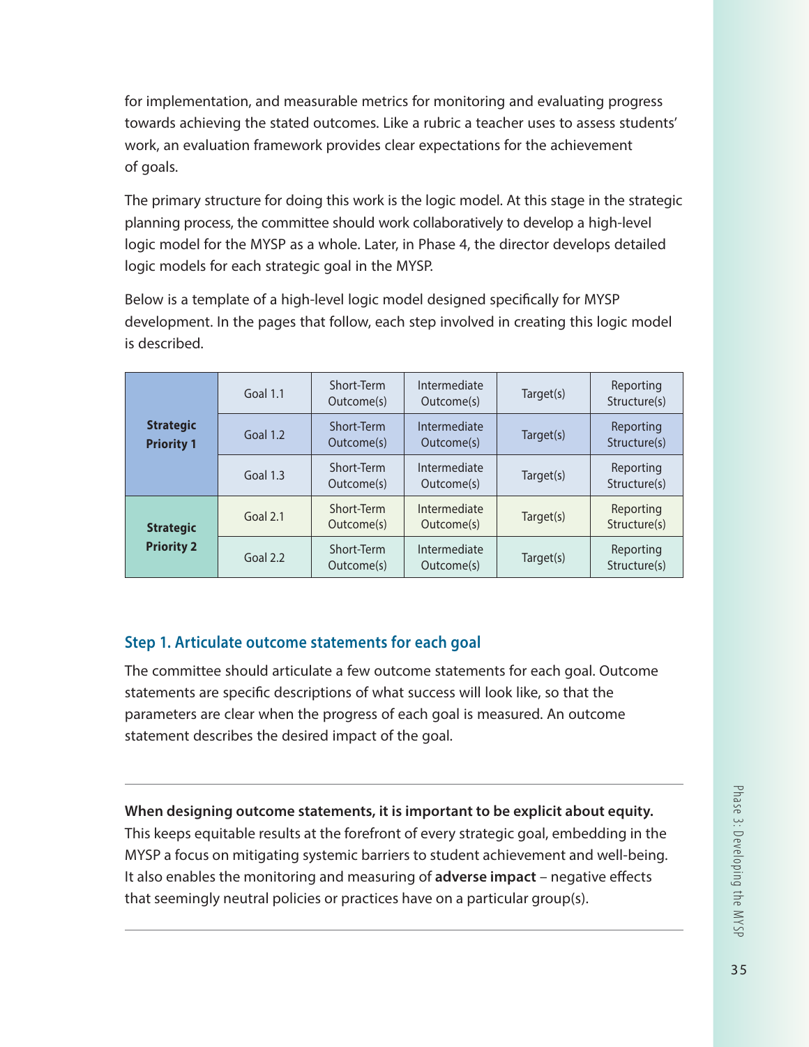for implementation, and measurable metrics for monitoring and evaluating progress towards achieving the stated outcomes. Like a rubric a teacher uses to assess students' work, an evaluation framework provides clear expectations for the achievement of goals.

The primary structure for doing this work is the logic model. At this stage in the strategic planning process, the committee should work collaboratively to develop a high-level logic model for the MYSP as a whole. Later, in Phase 4, the director develops detailed logic models for each strategic goal in the MYSP.

Below is a template of a high-level logic model designed specifically for MYSP development. In the pages that follow, each step involved in creating this logic model is described.

| | | | | | |
|---|---|---|---|---|---|
| **Strategic Priority 1** | Goal 1.1 | Short-Term Outcome(s) | Intermediate Outcome(s) | Target(s) | Reporting Structure(s) |
| | Goal 1.2 | Short-Term Outcome(s) | Intermediate Outcome(s) | Target(s) | Reporting Structure(s) |
| | Goal 1.3 | Short-Term Outcome(s) | Intermediate Outcome(s) | Target(s) | Reporting Structure(s) |
| **Strategic Priority 2** | Goal 2.1 | Short-Term Outcome(s) | Intermediate Outcome(s) | Target(s) | Reporting Structure(s) |
| | Goal 2.2 | Short-Term Outcome(s) | Intermediate Outcome(s) | Target(s) | Reporting Structure(s) |

### Step 1. Articulate outcome statements for each goal

The committee should articulate a few outcome statements for each goal. Outcome statements are specific descriptions of what success will look like, so that the parameters are clear when the progress of each goal is measured. An outcome statement describes the desired impact of the goal.

---

**When designing outcome statements, it is important to be explicit about equity.** This keeps equitable results at the forefront of every strategic goal, embedding in the MYSP a focus on mitigating systemic barriers to student achievement and well-being. It also enables the monitoring and measuring of **adverse impact** – negative effects that seemingly neutral policies or practices have on a particular group(s).

---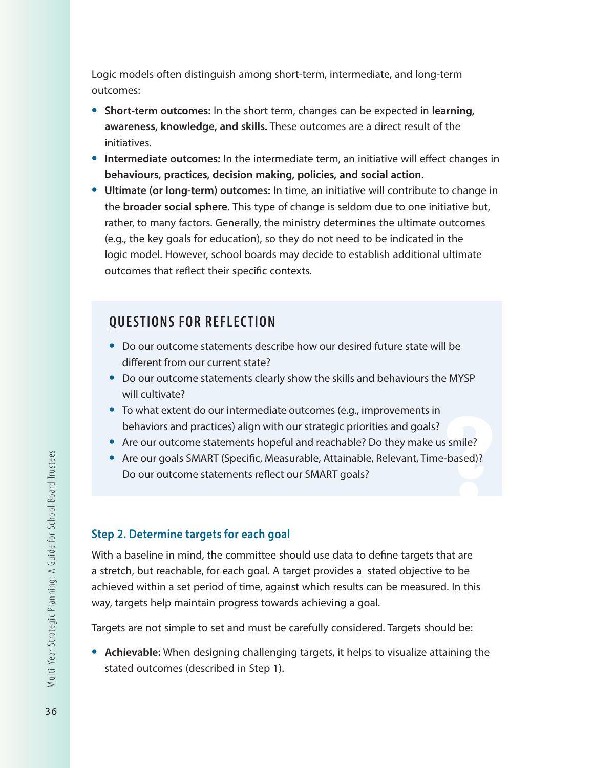Logic models often distinguish among short-term, intermediate, and long-term outcomes:

- **Short-term outcomes:** In the short term, changes can be expected in **learning, awareness, knowledge, and skills.** These outcomes are a direct result of the initiatives.
- **Intermediate outcomes:** In the intermediate term, an initiative will effect changes in **behaviours, practices, decision making, policies, and social action.**
- **Ultimate (or long-term) outcomes:** In time, an initiative will contribute to change in the **broader social sphere.** This type of change is seldom due to one initiative but, rather, to many factors. Generally, the ministry determines the ultimate outcomes (e.g., the key goals for education), so they do not need to be indicated in the logic model. However, school boards may decide to establish additional ultimate outcomes that reflect their specific contexts.

## QUESTIONS FOR REFLECTION

- Do our outcome statements describe how our desired future state will be different from our current state?
- Do our outcome statements clearly show the skills and behaviours the MYSP will cultivate?
- To what extent do our intermediate outcomes (e.g., improvements in behaviors and practices) align with our strategic priorities and goals?
- Are our outcome statements hopeful and reachable? Do they make us smile?
- Are our goals SMART (Specific, Measurable, Attainable, Relevant, Time-based)? Do our outcome statements reflect our SMART goals?

### Step 2. Determine targets for each goal

With a baseline in mind, the committee should use data to define targets that are a stretch, but reachable, for each goal. A target provides a stated objective to be achieved within a set period of time, against which results can be measured. In this way, targets help maintain progress towards achieving a goal.

Targets are not simple to set and must be carefully considered. Targets should be:

- **Achievable:** When designing challenging targets, it helps to visualize attaining the stated outcomes (described in Step 1).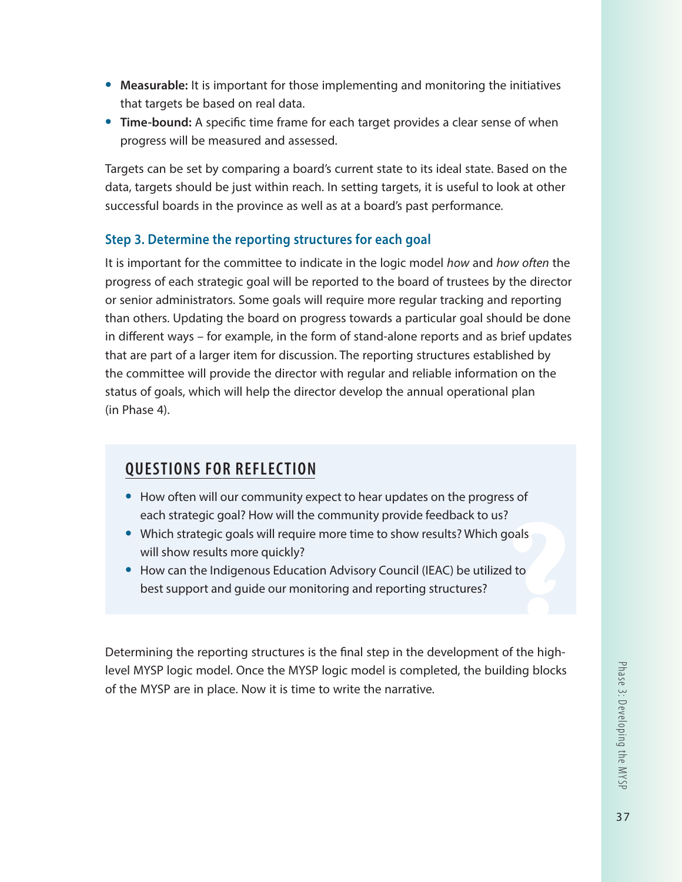- **Measurable:** It is important for those implementing and monitoring the initiatives that targets be based on real data.
- **Time-bound:** A specific time frame for each target provides a clear sense of when progress will be measured and assessed.

Targets can be set by comparing a board's current state to its ideal state. Based on the data, targets should be just within reach. In setting targets, it is useful to look at other successful boards in the province as well as at a board's past performance.

### Step 3. Determine the reporting structures for each goal

It is important for the committee to indicate in the logic model *how* and *how often* the progress of each strategic goal will be reported to the board of trustees by the director or senior administrators. Some goals will require more regular tracking and reporting than others. Updating the board on progress towards a particular goal should be done in different ways – for example, in the form of stand-alone reports and as brief updates that are part of a larger item for discussion. The reporting structures established by the committee will provide the director with regular and reliable information on the status of goals, which will help the director develop the annual operational plan (in Phase 4).

## QUESTIONS FOR REFLECTION

- How often will our community expect to hear updates on the progress of each strategic goal? How will the community provide feedback to us?
- Which strategic goals will require more time to show results? Which goals will show results more quickly?
- How can the Indigenous Education Advisory Council (IEAC) be utilized to best support and guide our monitoring and reporting structures?

Determining the reporting structures is the final step in the development of the high-level MYSP logic model. Once the MYSP logic model is completed, the building blocks of the MYSP are in place. Now it is time to write the narrative.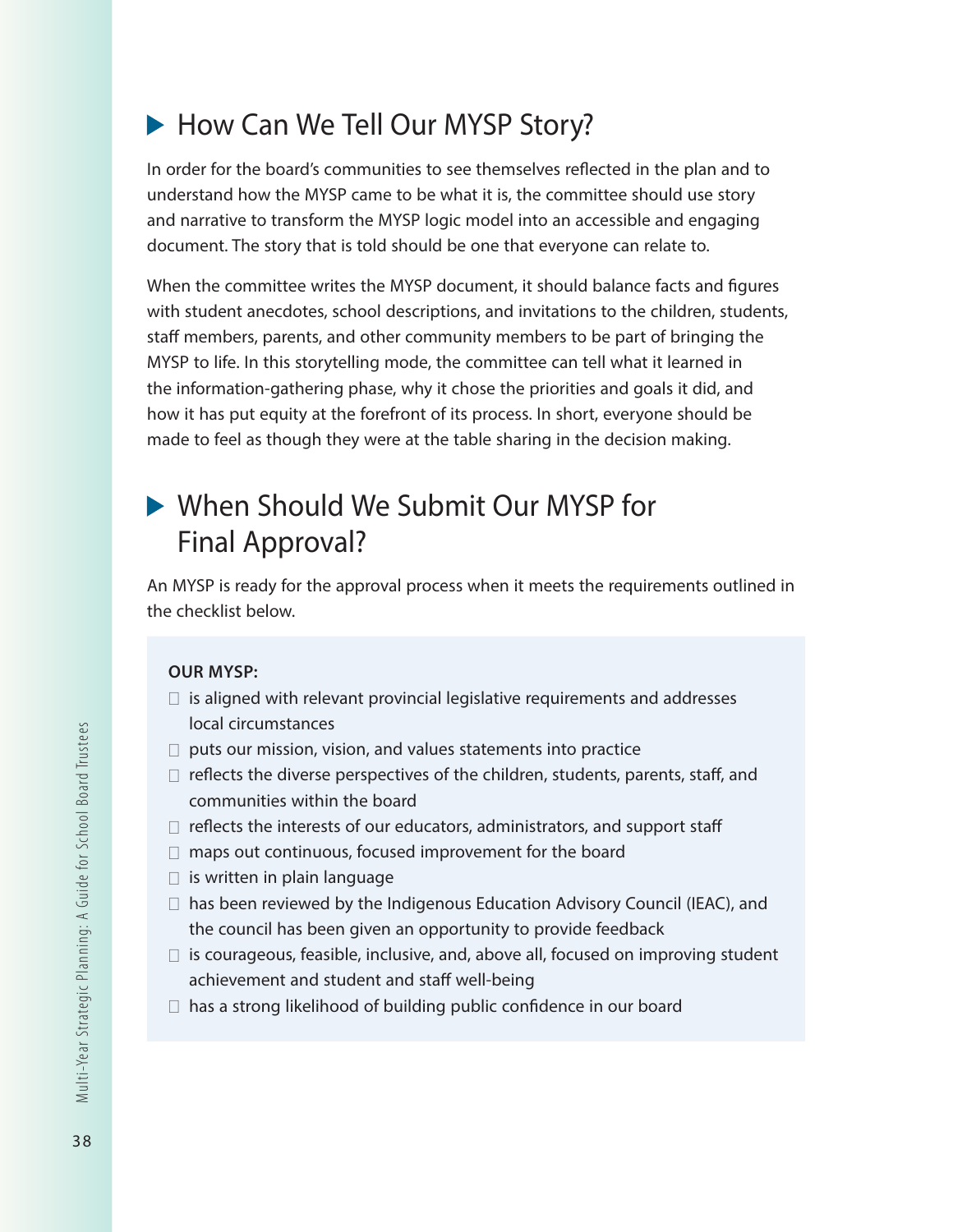## How Can We Tell Our MYSP Story?

In order for the board's communities to see themselves reflected in the plan and to understand how the MYSP came to be what it is, the committee should use story and narrative to transform the MYSP logic model into an accessible and engaging document. The story that is told should be one that everyone can relate to.

When the committee writes the MYSP document, it should balance facts and figures with student anecdotes, school descriptions, and invitations to the children, students, staff members, parents, and other community members to be part of bringing the MYSP to life. In this storytelling mode, the committee can tell what it learned in the information-gathering phase, why it chose the priorities and goals it did, and how it has put equity at the forefront of its process. In short, everyone should be made to feel as though they were at the table sharing in the decision making.

## When Should We Submit Our MYSP for Final Approval?

An MYSP is ready for the approval process when it meets the requirements outlined in the checklist below.

**OUR MYSP:**

- ☐ is aligned with relevant provincial legislative requirements and addresses local circumstances
- ☐ puts our mission, vision, and values statements into practice
- ☐ reflects the diverse perspectives of the children, students, parents, staff, and communities within the board
- ☐ reflects the interests of our educators, administrators, and support staff
- ☐ maps out continuous, focused improvement for the board
- ☐ is written in plain language
- ☐ has been reviewed by the Indigenous Education Advisory Council (IEAC), and the council has been given an opportunity to provide feedback
- ☐ is courageous, feasible, inclusive, and, above all, focused on improving student achievement and student and staff well-being
- ☐ has a strong likelihood of building public confidence in our board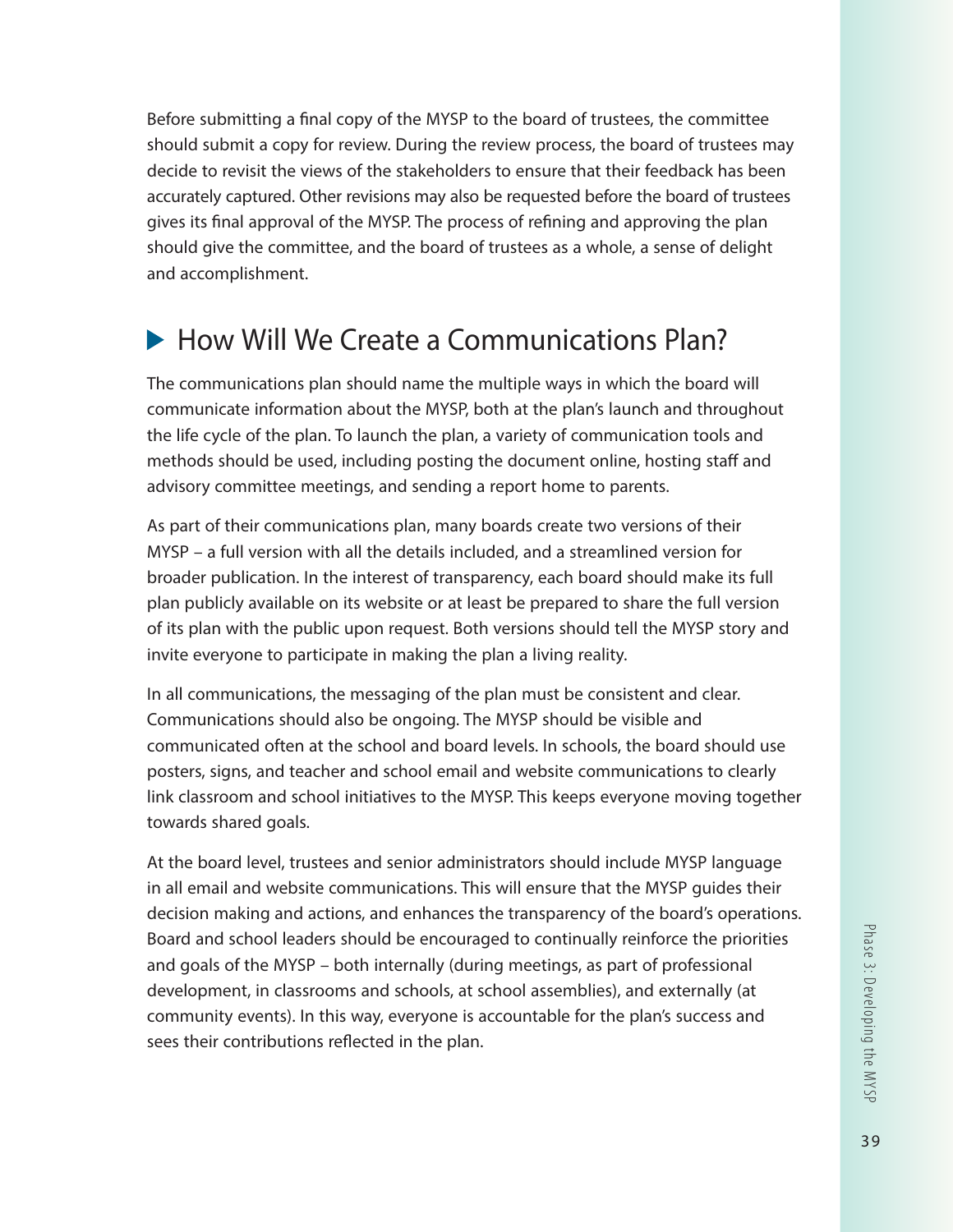Before submitting a final copy of the MYSP to the board of trustees, the committee should submit a copy for review. During the review process, the board of trustees may decide to revisit the views of the stakeholders to ensure that their feedback has been accurately captured. Other revisions may also be requested before the board of trustees gives its final approval of the MYSP. The process of refining and approving the plan should give the committee, and the board of trustees as a whole, a sense of delight and accomplishment.

## ▶ How Will We Create a Communications Plan?

The communications plan should name the multiple ways in which the board will communicate information about the MYSP, both at the plan's launch and throughout the life cycle of the plan. To launch the plan, a variety of communication tools and methods should be used, including posting the document online, hosting staff and advisory committee meetings, and sending a report home to parents.

As part of their communications plan, many boards create two versions of their MYSP – a full version with all the details included, and a streamlined version for broader publication. In the interest of transparency, each board should make its full plan publicly available on its website or at least be prepared to share the full version of its plan with the public upon request. Both versions should tell the MYSP story and invite everyone to participate in making the plan a living reality.

In all communications, the messaging of the plan must be consistent and clear. Communications should also be ongoing. The MYSP should be visible and communicated often at the school and board levels. In schools, the board should use posters, signs, and teacher and school email and website communications to clearly link classroom and school initiatives to the MYSP. This keeps everyone moving together towards shared goals.

At the board level, trustees and senior administrators should include MYSP language in all email and website communications. This will ensure that the MYSP guides their decision making and actions, and enhances the transparency of the board's operations. Board and school leaders should be encouraged to continually reinforce the priorities and goals of the MYSP – both internally (during meetings, as part of professional development, in classrooms and schools, at school assemblies), and externally (at community events). In this way, everyone is accountable for the plan's success and sees their contributions reflected in the plan.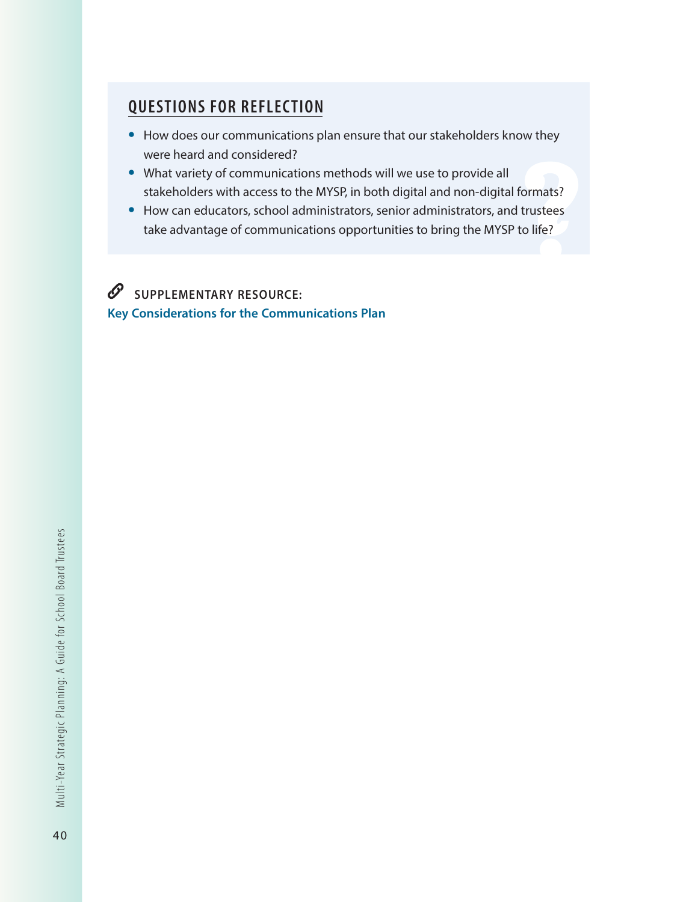## QUESTIONS FOR REFLECTION

- How does our communications plan ensure that our stakeholders know they were heard and considered?
- What variety of communications methods will we use to provide all stakeholders with access to the MYSP, in both digital and non-digital formats?
- How can educators, school administrators, senior administrators, and trustees take advantage of communications opportunities to bring the MYSP to life?

**SUPPLEMENTARY RESOURCE:**

**Key Considerations for the Communications Plan**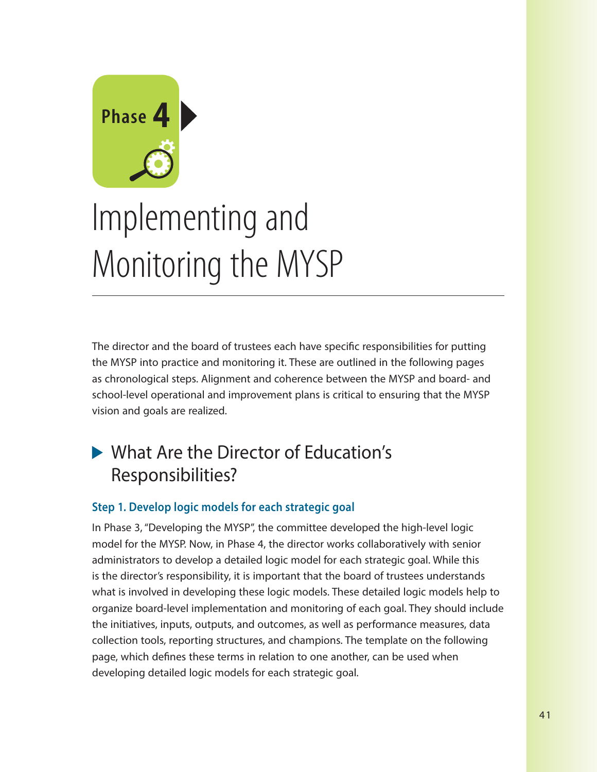Phase 4

# Implementing and Monitoring the MYSP

The director and the board of trustees each have specific responsibilities for putting the MYSP into practice and monitoring it. These are outlined in the following pages as chronological steps. Alignment and coherence between the MYSP and board- and school-level operational and improvement plans is critical to ensuring that the MYSP vision and goals are realized.

## What Are the Director of Education's Responsibilities?

### Step 1. Develop logic models for each strategic goal

In Phase 3, "Developing the MYSP", the committee developed the high-level logic model for the MYSP. Now, in Phase 4, the director works collaboratively with senior administrators to develop a detailed logic model for each strategic goal. While this is the director's responsibility, it is important that the board of trustees understands what is involved in developing these logic models. These detailed logic models help to organize board-level implementation and monitoring of each goal. They should include the initiatives, inputs, outputs, and outcomes, as well as performance measures, data collection tools, reporting structures, and champions. The template on the following page, which defines these terms in relation to one another, can be used when developing detailed logic models for each strategic goal.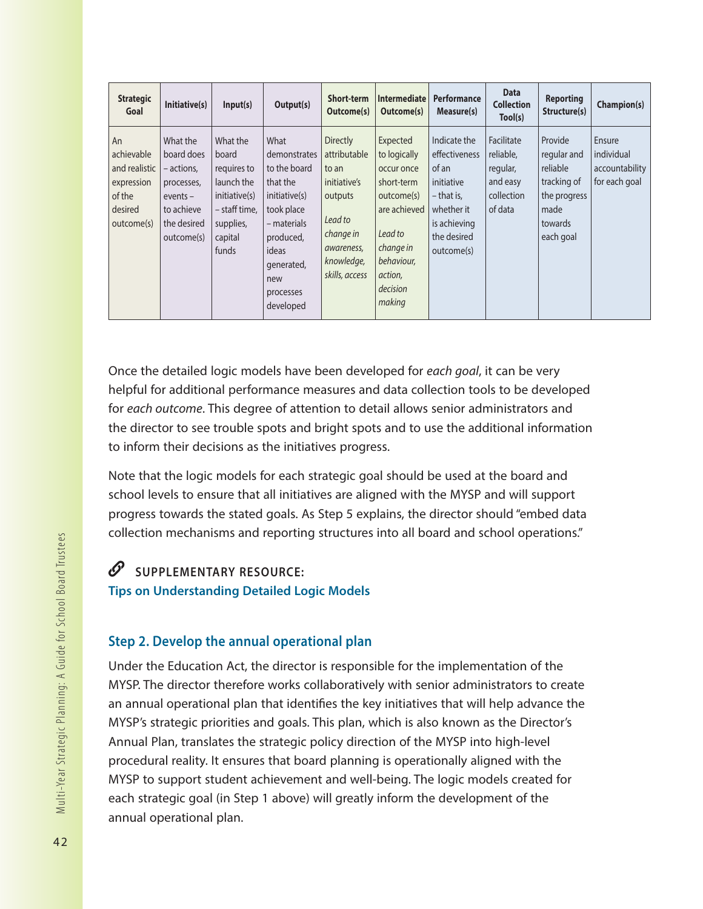| Strategic Goal | Initiative(s) | Input(s) | Output(s) | Short-term Outcome(s) | Intermediate Outcome(s) | Performance Measure(s) | Data Collection Tool(s) | Reporting Structure(s) | Champion(s) |
|---|---|---|---|---|---|---|---|---|---|
| An achievable and realistic expression of the desired outcome(s) | What the board does – actions, processes, events – to achieve the desired outcome(s) | What the board requires to launch the initiative(s) – staff time, supplies, capital funds | What demonstrates to the board that the initiative(s) took place – materials produced, ideas generated, new processes developed | Directly attributable to an initiative's outputs *Lead to change in awareness, knowledge, skills, access* | Expected to logically occur once short-term outcome(s) are achieved *Lead to change in behaviour, action, decision making* | Indicate the effectiveness of an initiative – that is, whether it is achieving the desired outcome(s) | Facilitate reliable, regular, and easy collection of data | Provide regular and reliable tracking of the progress made towards each goal | Ensure individual accountability for each goal |

Once the detailed logic models have been developed for *each goal*, it can be very helpful for additional performance measures and data collection tools to be developed for *each outcome*. This degree of attention to detail allows senior administrators and the director to see trouble spots and bright spots and to use the additional information to inform their decisions as the initiatives progress.

Note that the logic models for each strategic goal should be used at the board and school levels to ensure that all initiatives are aligned with the MYSP and will support progress towards the stated goals. As Step 5 explains, the director should "embed data collection mechanisms and reporting structures into all board and school operations."

**SUPPLEMENTARY RESOURCE:**
**Tips on Understanding Detailed Logic Models**

### Step 2. Develop the annual operational plan

Under the Education Act, the director is responsible for the implementation of the MYSP. The director therefore works collaboratively with senior administrators to create an annual operational plan that identifies the key initiatives that will help advance the MYSP's strategic priorities and goals. This plan, which is also known as the Director's Annual Plan, translates the strategic policy direction of the MYSP into high-level procedural reality. It ensures that board planning is operationally aligned with the MYSP to support student achievement and well-being. The logic models created for each strategic goal (in Step 1 above) will greatly inform the development of the annual operational plan.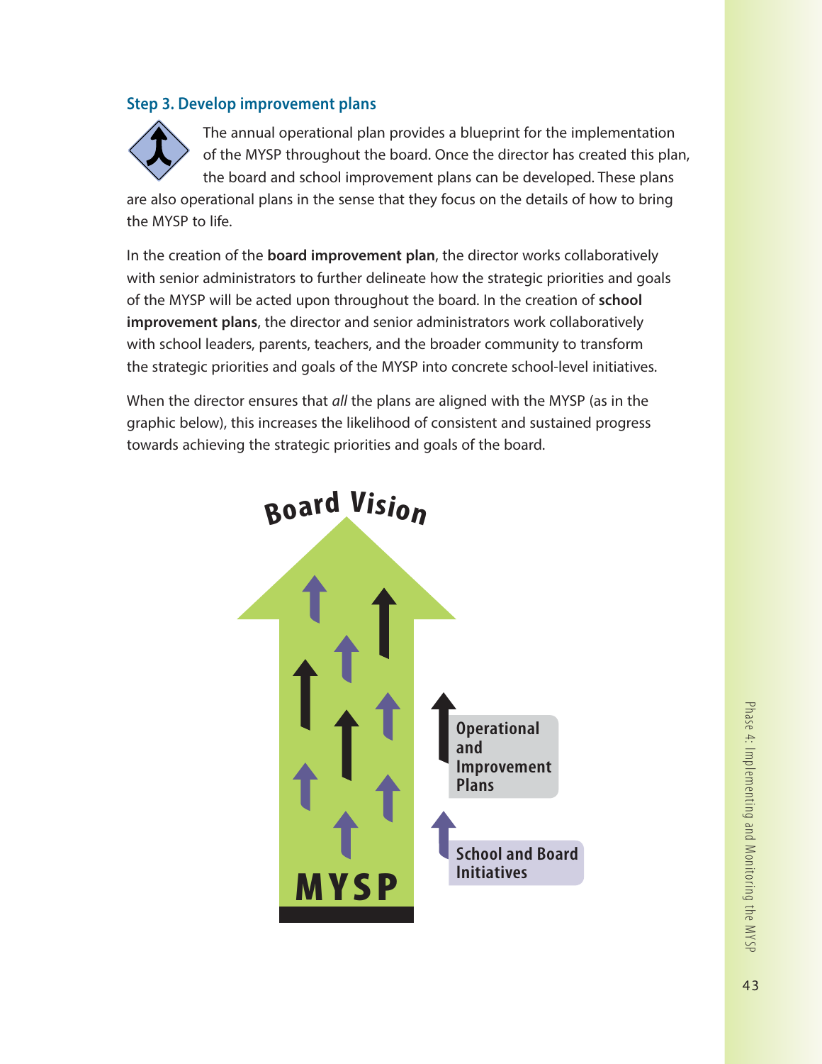### Step 3. Develop improvement plans

The annual operational plan provides a blueprint for the implementation of the MYSP throughout the board. Once the director has created this plan, the board and school improvement plans can be developed. These plans are also operational plans in the sense that they focus on the details of how to bring the MYSP to life.

In the creation of the **board improvement plan**, the director works collaboratively with senior administrators to further delineate how the strategic priorities and goals of the MYSP will be acted upon throughout the board. In the creation of **school improvement plans**, the director and senior administrators work collaboratively with school leaders, parents, teachers, and the broader community to transform the strategic priorities and goals of the MYSP into concrete school-level initiatives.

When the director ensures that *all* the plans are aligned with the MYSP (as in the graphic below), this increases the likelihood of consistent and sustained progress towards achieving the strategic priorities and goals of the board.

Board Vision

MYSP

Operational and Improvement Plans

School and Board Initiatives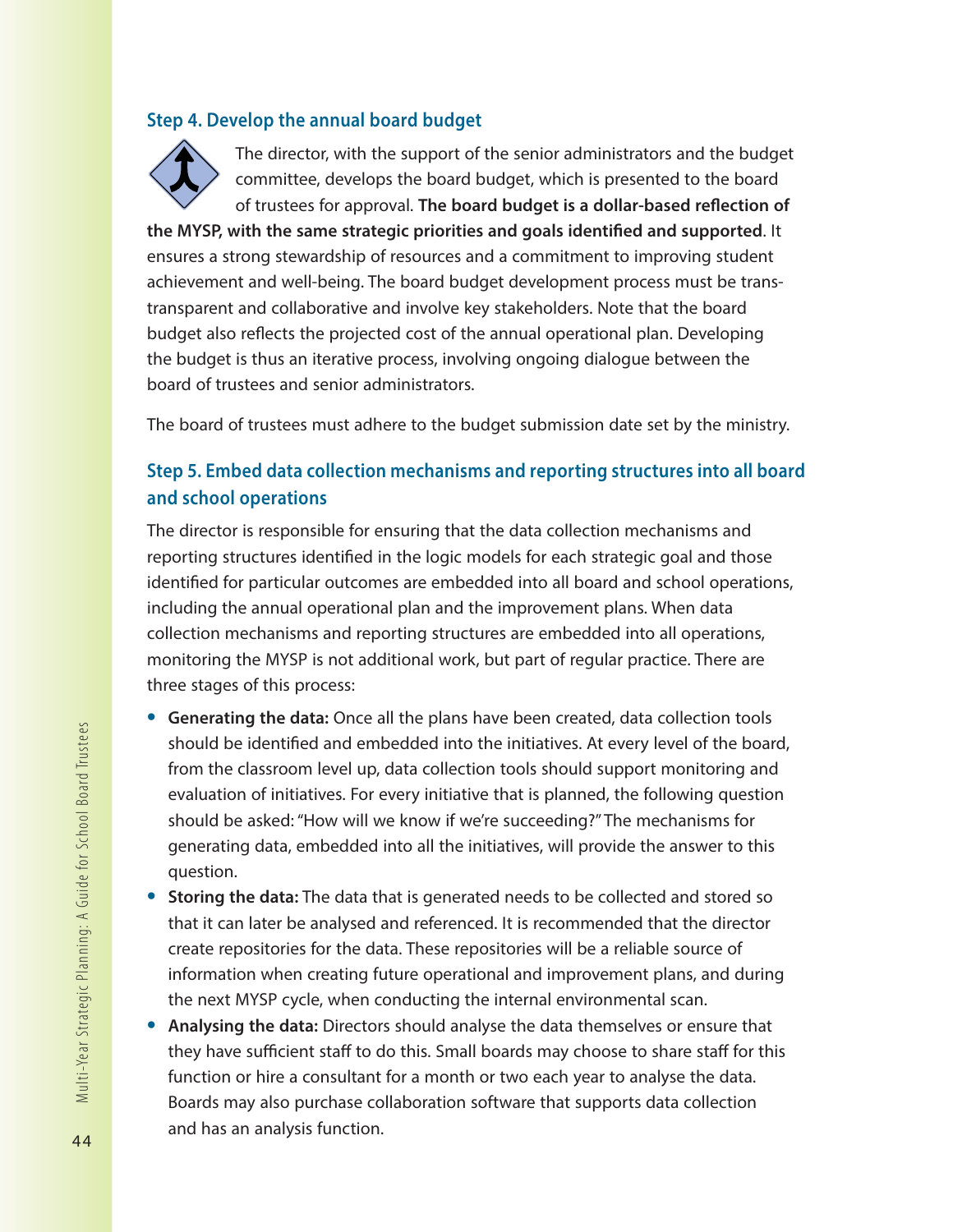### Step 4. Develop the annual board budget

The director, with the support of the senior administrators and the budget committee, develops the board budget, which is presented to the board of trustees for approval. **The board budget is a dollar-based reflection of the MYSP, with the same strategic priorities and goals identified and supported**. It ensures a strong stewardship of resources and a commitment to improving student achievement and well-being. The board budget development process must be trans-transparent and collaborative and involve key stakeholders. Note that the board budget also reflects the projected cost of the annual operational plan. Developing the budget is thus an iterative process, involving ongoing dialogue between the board of trustees and senior administrators.

The board of trustees must adhere to the budget submission date set by the ministry.

### Step 5. Embed data collection mechanisms and reporting structures into all board and school operations

The director is responsible for ensuring that the data collection mechanisms and reporting structures identified in the logic models for each strategic goal and those identified for particular outcomes are embedded into all board and school operations, including the annual operational plan and the improvement plans. When data collection mechanisms and reporting structures are embedded into all operations, monitoring the MYSP is not additional work, but part of regular practice. There are three stages of this process:

- **Generating the data:** Once all the plans have been created, data collection tools should be identified and embedded into the initiatives. At every level of the board, from the classroom level up, data collection tools should support monitoring and evaluation of initiatives. For every initiative that is planned, the following question should be asked: "How will we know if we're succeeding?" The mechanisms for generating data, embedded into all the initiatives, will provide the answer to this question.
- **Storing the data:** The data that is generated needs to be collected and stored so that it can later be analysed and referenced. It is recommended that the director create repositories for the data. These repositories will be a reliable source of information when creating future operational and improvement plans, and during the next MYSP cycle, when conducting the internal environmental scan.
- **Analysing the data:** Directors should analyse the data themselves or ensure that they have sufficient staff to do this. Small boards may choose to share staff for this function or hire a consultant for a month or two each year to analyse the data. Boards may also purchase collaboration software that supports data collection and has an analysis function.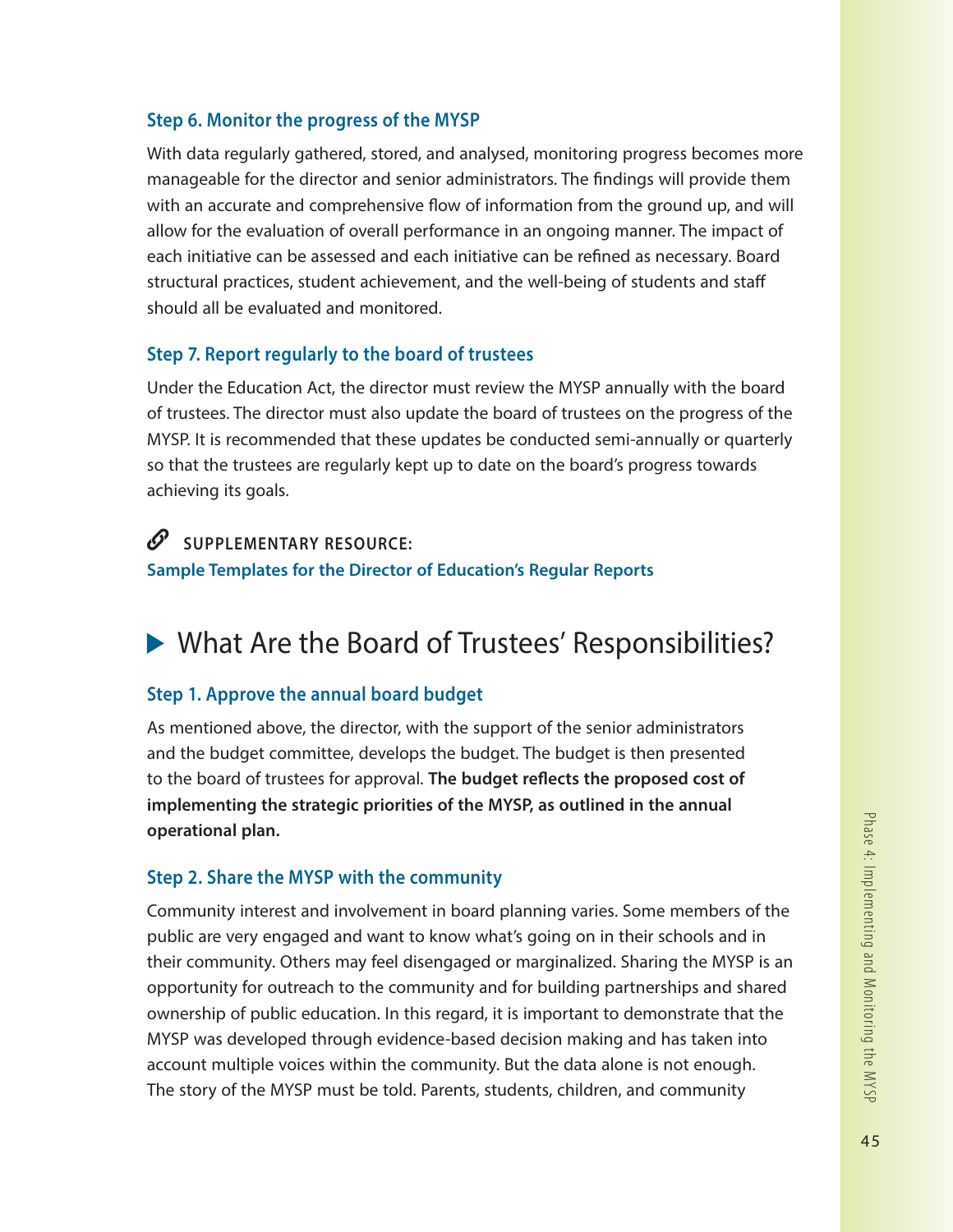### Step 6. Monitor the progress of the MYSP

With data regularly gathered, stored, and analysed, monitoring progress becomes more manageable for the director and senior administrators. The findings will provide them with an accurate and comprehensive flow of information from the ground up, and will allow for the evaluation of overall performance in an ongoing manner. The impact of each initiative can be assessed and each initiative can be refined as necessary. Board structural practices, student achievement, and the well-being of students and staff should all be evaluated and monitored.

### Step 7. Report regularly to the board of trustees

Under the Education Act, the director must review the MYSP annually with the board of trustees. The director must also update the board of trustees on the progress of the MYSP. It is recommended that these updates be conducted semi-annually or quarterly so that the trustees are regularly kept up to date on the board's progress towards achieving its goals.

**SUPPLEMENTARY RESOURCE:**
**Sample Templates for the Director of Education's Regular Reports**

## What Are the Board of Trustees' Responsibilities?

### Step 1. Approve the annual board budget

As mentioned above, the director, with the support of the senior administrators and the budget committee, develops the budget. The budget is then presented to the board of trustees for approval. **The budget reflects the proposed cost of implementing the strategic priorities of the MYSP, as outlined in the annual operational plan.**

### Step 2. Share the MYSP with the community

Community interest and involvement in board planning varies. Some members of the public are very engaged and want to know what's going on in their schools and in their community. Others may feel disengaged or marginalized. Sharing the MYSP is an opportunity for outreach to the community and for building partnerships and shared ownership of public education. In this regard, it is important to demonstrate that the MYSP was developed through evidence-based decision making and has taken into account multiple voices within the community. But the data alone is not enough. The story of the MYSP must be told. Parents, students, children, and community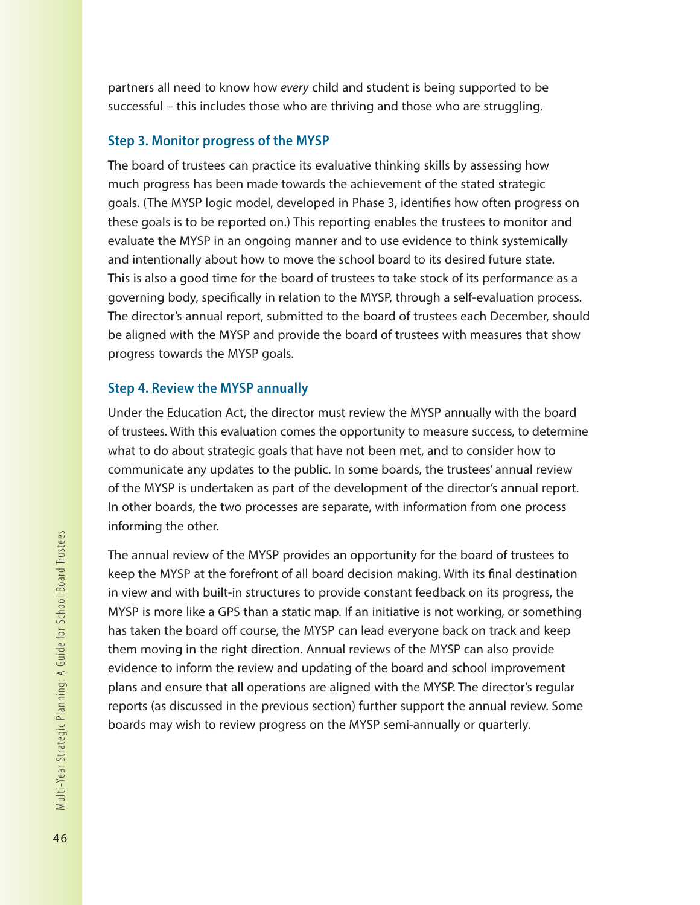partners all need to know how *every* child and student is being supported to be successful – this includes those who are thriving and those who are struggling.

### Step 3. Monitor progress of the MYSP

The board of trustees can practice its evaluative thinking skills by assessing how much progress has been made towards the achievement of the stated strategic goals. (The MYSP logic model, developed in Phase 3, identifies how often progress on these goals is to be reported on.) This reporting enables the trustees to monitor and evaluate the MYSP in an ongoing manner and to use evidence to think systemically and intentionally about how to move the school board to its desired future state. This is also a good time for the board of trustees to take stock of its performance as a governing body, specifically in relation to the MYSP, through a self-evaluation process. The director's annual report, submitted to the board of trustees each December, should be aligned with the MYSP and provide the board of trustees with measures that show progress towards the MYSP goals.

### Step 4. Review the MYSP annually

Under the Education Act, the director must review the MYSP annually with the board of trustees. With this evaluation comes the opportunity to measure success, to determine what to do about strategic goals that have not been met, and to consider how to communicate any updates to the public. In some boards, the trustees' annual review of the MYSP is undertaken as part of the development of the director's annual report. In other boards, the two processes are separate, with information from one process informing the other.

The annual review of the MYSP provides an opportunity for the board of trustees to keep the MYSP at the forefront of all board decision making. With its final destination in view and with built-in structures to provide constant feedback on its progress, the MYSP is more like a GPS than a static map. If an initiative is not working, or something has taken the board off course, the MYSP can lead everyone back on track and keep them moving in the right direction. Annual reviews of the MYSP can also provide evidence to inform the review and updating of the board and school improvement plans and ensure that all operations are aligned with the MYSP. The director's regular reports (as discussed in the previous section) further support the annual review. Some boards may wish to review progress on the MYSP semi-annually or quarterly.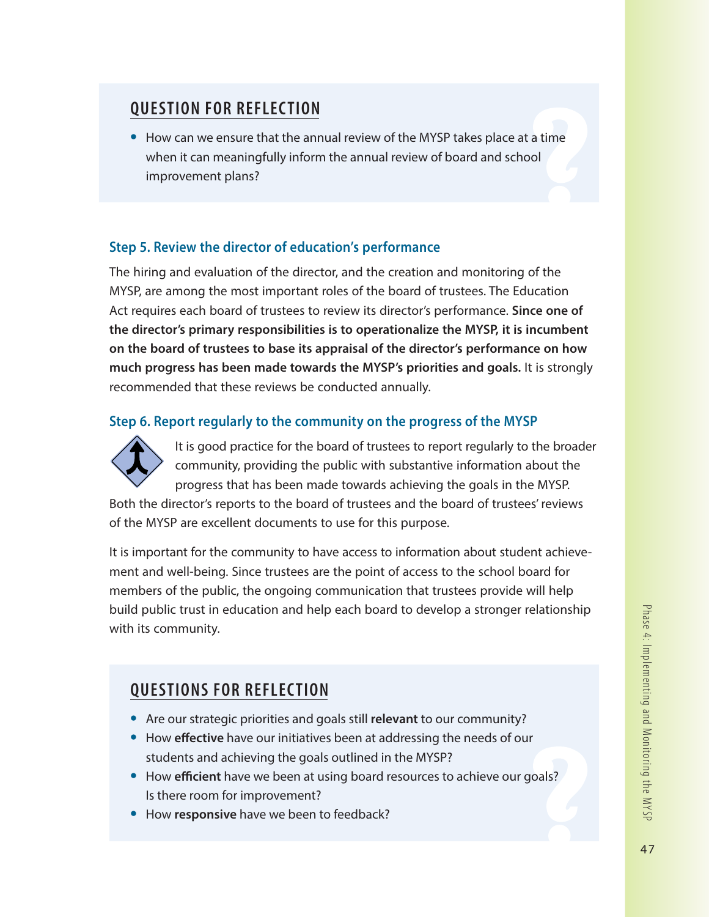## QUESTION FOR REFLECTION

- How can we ensure that the annual review of the MYSP takes place at a time when it can meaningfully inform the annual review of board and school improvement plans?

### Step 5. Review the director of education's performance

The hiring and evaluation of the director, and the creation and monitoring of the MYSP, are among the most important roles of the board of trustees. The Education Act requires each board of trustees to review its director's performance. **Since one of the director's primary responsibilities is to operationalize the MYSP, it is incumbent on the board of trustees to base its appraisal of the director's performance on how much progress has been made towards the MYSP's priorities and goals.** It is strongly recommended that these reviews be conducted annually.

### Step 6. Report regularly to the community on the progress of the MYSP

It is good practice for the board of trustees to report regularly to the broader community, providing the public with substantive information about the progress that has been made towards achieving the goals in the MYSP. Both the director's reports to the board of trustees and the board of trustees' reviews of the MYSP are excellent documents to use for this purpose.

It is important for the community to have access to information about student achievement and well-being. Since trustees are the point of access to the school board for members of the public, the ongoing communication that trustees provide will help build public trust in education and help each board to develop a stronger relationship with its community.

## QUESTIONS FOR REFLECTION

- Are our strategic priorities and goals still **relevant** to our community?
- How **effective** have our initiatives been at addressing the needs of our students and achieving the goals outlined in the MYSP?
- How **efficient** have we been at using board resources to achieve our goals? Is there room for improvement?
- How **responsive** have we been to feedback?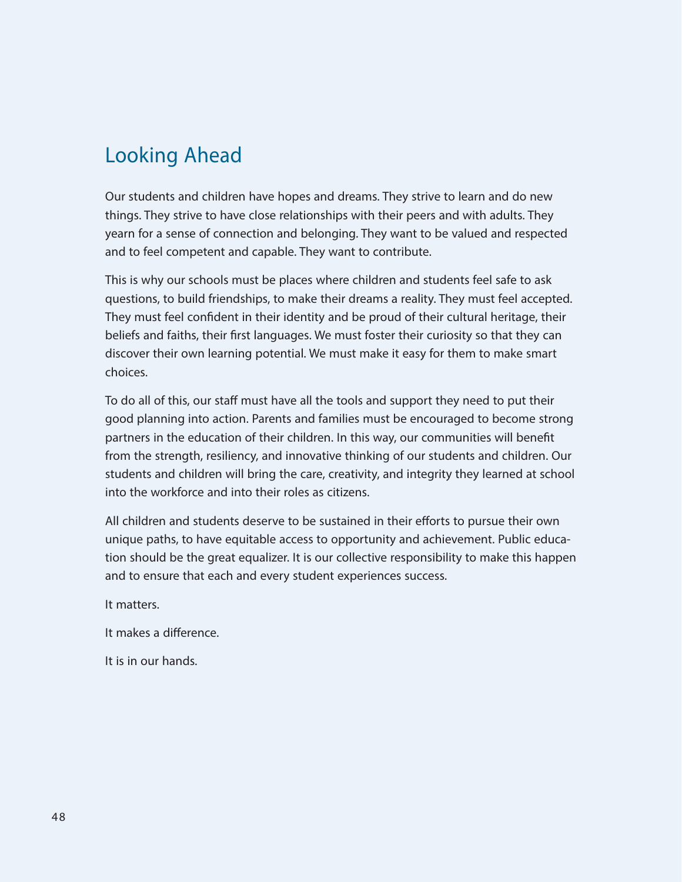## Looking Ahead

Our students and children have hopes and dreams. They strive to learn and do new things. They strive to have close relationships with their peers and with adults. They yearn for a sense of connection and belonging. They want to be valued and respected and to feel competent and capable. They want to contribute.

This is why our schools must be places where children and students feel safe to ask questions, to build friendships, to make their dreams a reality. They must feel accepted. They must feel confident in their identity and be proud of their cultural heritage, their beliefs and faiths, their first languages. We must foster their curiosity so that they can discover their own learning potential. We must make it easy for them to make smart choices.

To do all of this, our staff must have all the tools and support they need to put their good planning into action. Parents and families must be encouraged to become strong partners in the education of their children. In this way, our communities will benefit from the strength, resiliency, and innovative thinking of our students and children. Our students and children will bring the care, creativity, and integrity they learned at school into the workforce and into their roles as citizens.

All children and students deserve to be sustained in their efforts to pursue their own unique paths, to have equitable access to opportunity and achievement. Public education should be the great equalizer. It is our collective responsibility to make this happen and to ensure that each and every student experiences success.

It matters.

It makes a difference.

It is in our hands.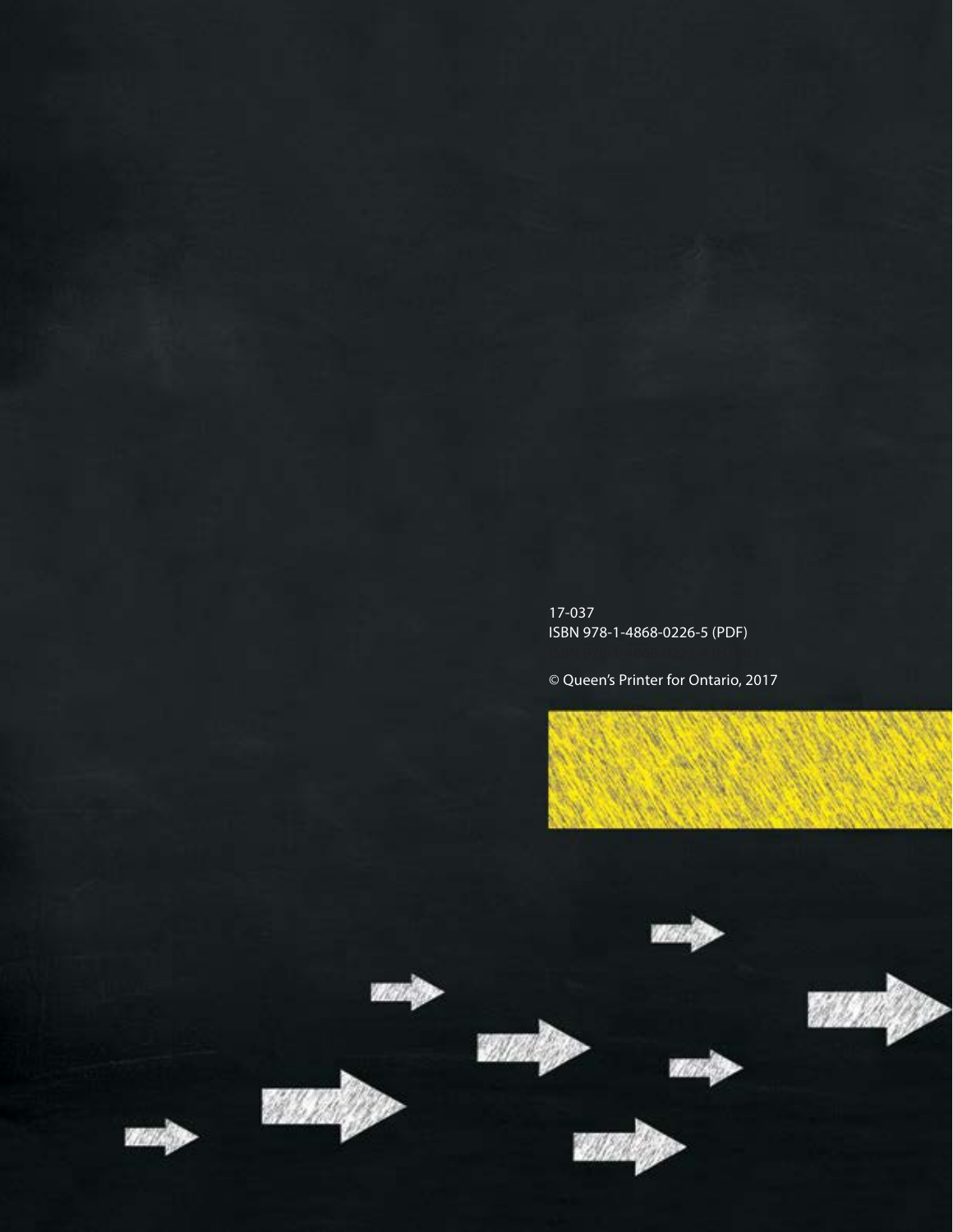17-037
ISBN 978-1-4868-0226-5 (PDF)

© Queen's Printer for Ontario, 2017